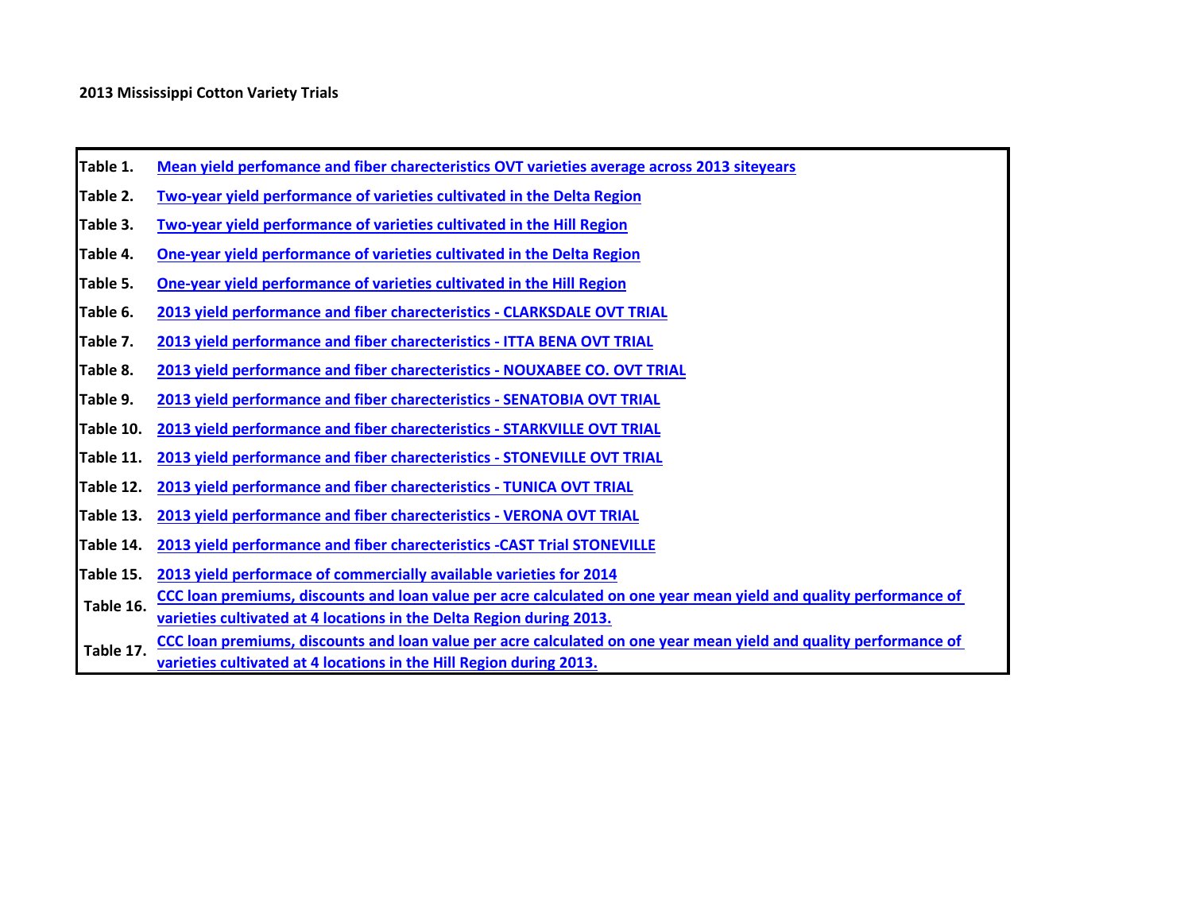# 2013 Mississippi Cotton Variety Trials

| | |
|---|---|
| Table 1. | Mean yield perfomance and fiber charecteristics OVT varieties average across 2013 siteyears |
| Table 2. | Two-year yield performance of varieties cultivated in the Delta Region |
| Table 3. | Two-year yield performance of varieties cultivated in the Hill Region |
| Table 4. | One-year yield performance of varieties cultivated in the Delta Region |
| Table 5. | One-year yield performance of varieties cultivated in the Hill Region |
| Table 6. | 2013 yield performance and fiber charecteristics - CLARKSDALE OVT TRIAL |
| Table 7. | 2013 yield performance and fiber charecteristics - ITTA BENA OVT TRIAL |
| Table 8. | 2013 yield performance and fiber charecteristics - NOUXABEE CO. OVT TRIAL |
| Table 9. | 2013 yield performance and fiber charecteristics - SENATOBIA OVT TRIAL |
| Table 10. | 2013 yield performance and fiber charecteristics - STARKVILLE OVT TRIAL |
| Table 11. | 2013 yield performance and fiber charecteristics - STONEVILLE OVT TRIAL |
| Table 12. | 2013 yield performance and fiber charecteristics - TUNICA OVT TRIAL |
| Table 13. | 2013 yield performance and fiber charecteristics - VERONA OVT TRIAL |
| Table 14. | 2013 yield performance and fiber charecteristics -CAST Trial STONEVILLE |
| Table 15. | 2013 yield performace of commercially available varieties for 2014 |
| Table 16. | CCC loan premiums, discounts and loan value per acre calculated on one year mean yield and quality performance of varieties cultivated at 4 locations in the Delta Region during 2013. |
| Table 17. | CCC loan premiums, discounts and loan value per acre calculated on one year mean yield and quality performance of varieties cultivated at 4 locations in the Hill Region during 2013. |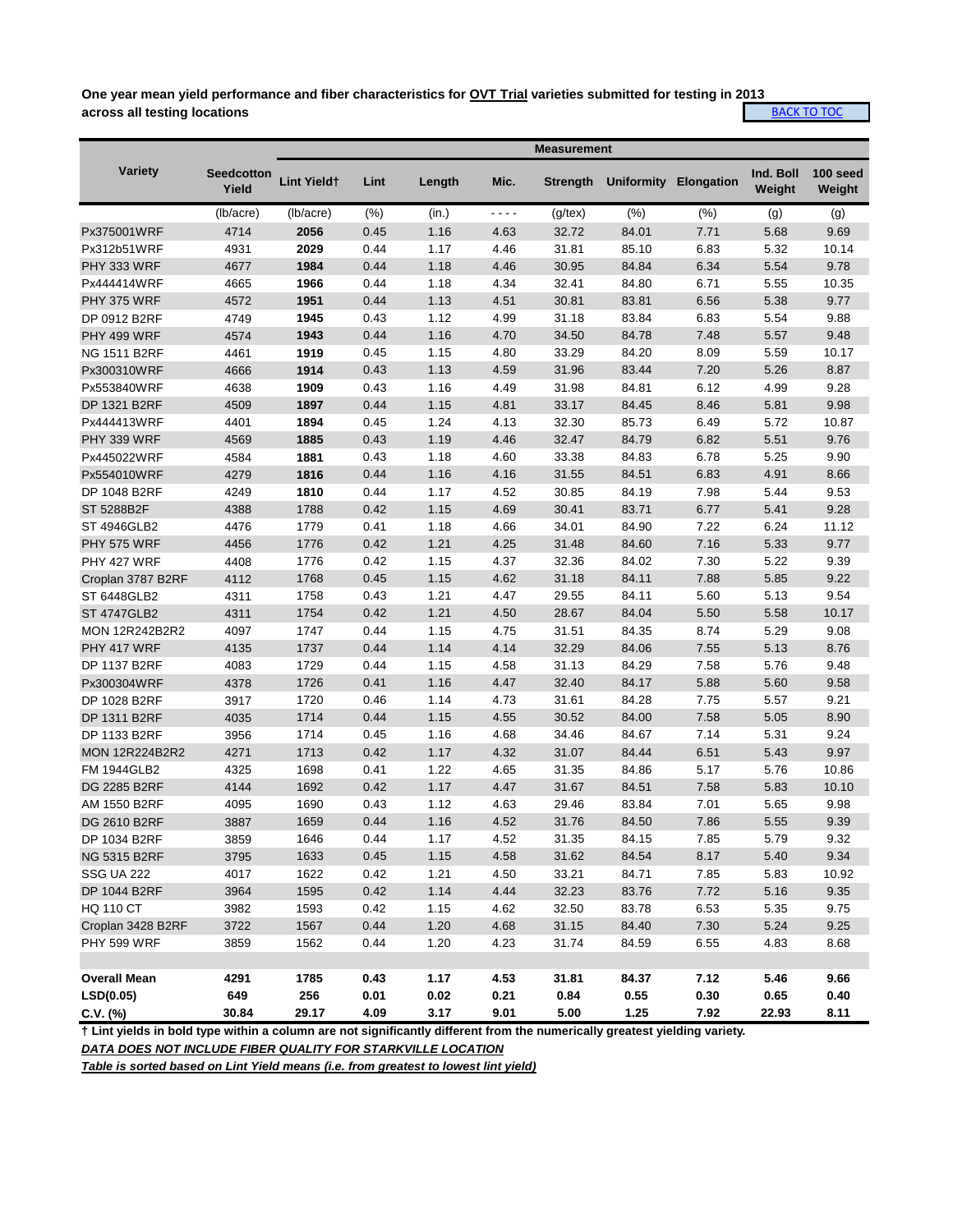**One year mean yield performance and fiber characteristics for OVT Trial varieties submitted for testing in 2013 across all testing locations**

BACK TO TOC

| Variety | Seedcotton Yield | Lint Yield† | Lint | Length | Mic. | Strength | Uniformity | Elongation | Ind. Boll Weight | 100 seed Weight |
|---|---|---|---|---|---|---|---|---|---|---|
| | | Measurement | | | | | | | | |
| | (lb/acre) | (lb/acre) | (%) | (in.) | - - - - | (g/tex) | (%) | (%) | (g) | (g) |
| Px375001WRF | 4714 | **2056** | 0.45 | 1.16 | 4.63 | 32.72 | 84.01 | 7.71 | 5.68 | 9.69 |
| Px312b51WRF | 4931 | **2029** | 0.44 | 1.17 | 4.46 | 31.81 | 85.10 | 6.83 | 5.32 | 10.14 |
| PHY 333 WRF | 4677 | **1984** | 0.44 | 1.18 | 4.46 | 30.95 | 84.84 | 6.34 | 5.54 | 9.78 |
| Px444414WRF | 4665 | **1966** | 0.44 | 1.18 | 4.34 | 32.41 | 84.80 | 6.71 | 5.55 | 10.35 |
| PHY 375 WRF | 4572 | **1951** | 0.44 | 1.13 | 4.51 | 30.81 | 83.81 | 6.56 | 5.38 | 9.77 |
| DP 0912 B2RF | 4749 | **1945** | 0.43 | 1.12 | 4.99 | 31.18 | 83.84 | 6.83 | 5.54 | 9.88 |
| PHY 499 WRF | 4574 | **1943** | 0.44 | 1.16 | 4.70 | 34.50 | 84.78 | 7.48 | 5.57 | 9.48 |
| NG 1511 B2RF | 4461 | **1919** | 0.45 | 1.15 | 4.80 | 33.29 | 84.20 | 8.09 | 5.59 | 10.17 |
| Px300310WRF | 4666 | **1914** | 0.43 | 1.13 | 4.59 | 31.96 | 83.44 | 7.20 | 5.26 | 8.87 |
| Px553840WRF | 4638 | **1909** | 0.43 | 1.16 | 4.49 | 31.98 | 84.81 | 6.12 | 4.99 | 9.28 |
| DP 1321 B2RF | 4509 | **1897** | 0.44 | 1.15 | 4.81 | 33.17 | 84.45 | 8.46 | 5.81 | 9.98 |
| Px444413WRF | 4401 | **1894** | 0.45 | 1.24 | 4.13 | 32.30 | 85.73 | 6.49 | 5.72 | 10.87 |
| PHY 339 WRF | 4569 | **1885** | 0.43 | 1.19 | 4.46 | 32.47 | 84.79 | 6.82 | 5.51 | 9.76 |
| Px445022WRF | 4584 | **1881** | 0.43 | 1.18 | 4.60 | 33.38 | 84.83 | 6.78 | 5.25 | 9.90 |
| Px554010WRF | 4279 | **1816** | 0.44 | 1.16 | 4.16 | 31.55 | 84.51 | 6.83 | 4.91 | 8.66 |
| DP 1048 B2RF | 4249 | **1810** | 0.44 | 1.17 | 4.52 | 30.85 | 84.19 | 7.98 | 5.44 | 9.53 |
| ST 5288B2F | 4388 | 1788 | 0.42 | 1.15 | 4.69 | 30.41 | 83.71 | 6.77 | 5.41 | 9.28 |
| ST 4946GLB2 | 4476 | 1779 | 0.41 | 1.18 | 4.66 | 34.01 | 84.90 | 7.22 | 6.24 | 11.12 |
| PHY 575 WRF | 4456 | 1776 | 0.42 | 1.21 | 4.25 | 31.48 | 84.60 | 7.16 | 5.33 | 9.77 |
| PHY 427 WRF | 4408 | 1776 | 0.42 | 1.15 | 4.37 | 32.36 | 84.02 | 7.30 | 5.22 | 9.39 |
| Croplan 3787 B2RF | 4112 | 1768 | 0.45 | 1.15 | 4.62 | 31.18 | 84.11 | 7.88 | 5.85 | 9.22 |
| ST 6448GLB2 | 4311 | 1758 | 0.43 | 1.21 | 4.47 | 29.55 | 84.11 | 5.60 | 5.13 | 9.54 |
| ST 4747GLB2 | 4311 | 1754 | 0.42 | 1.21 | 4.50 | 28.67 | 84.04 | 5.50 | 5.58 | 10.17 |
| MON 12R242B2R2 | 4097 | 1747 | 0.44 | 1.15 | 4.75 | 31.51 | 84.35 | 8.74 | 5.29 | 9.08 |
| PHY 417 WRF | 4135 | 1737 | 0.44 | 1.14 | 4.14 | 32.29 | 84.06 | 7.55 | 5.13 | 8.76 |
| DP 1137 B2RF | 4083 | 1729 | 0.44 | 1.15 | 4.58 | 31.13 | 84.29 | 7.58 | 5.76 | 9.48 |
| Px300304WRF | 4378 | 1726 | 0.41 | 1.16 | 4.47 | 32.40 | 84.17 | 5.88 | 5.60 | 9.58 |
| DP 1028 B2RF | 3917 | 1720 | 0.46 | 1.14 | 4.73 | 31.61 | 84.28 | 7.75 | 5.57 | 9.21 |
| DP 1311 B2RF | 4035 | 1714 | 0.44 | 1.15 | 4.55 | 30.52 | 84.00 | 7.58 | 5.05 | 8.90 |
| DP 1133 B2RF | 3956 | 1714 | 0.45 | 1.16 | 4.68 | 34.46 | 84.67 | 7.14 | 5.31 | 9.24 |
| MON 12R224B2R2 | 4271 | 1713 | 0.42 | 1.17 | 4.32 | 31.07 | 84.44 | 6.51 | 5.43 | 9.97 |
| FM 1944GLB2 | 4325 | 1698 | 0.41 | 1.22 | 4.65 | 31.35 | 84.86 | 5.17 | 5.76 | 10.86 |
| DG 2285 B2RF | 4144 | 1692 | 0.42 | 1.17 | 4.47 | 31.67 | 84.51 | 7.58 | 5.83 | 10.10 |
| AM 1550 B2RF | 4095 | 1690 | 0.43 | 1.12 | 4.63 | 29.46 | 83.84 | 7.01 | 5.65 | 9.98 |
| DG 2610 B2RF | 3887 | 1659 | 0.44 | 1.16 | 4.52 | 31.76 | 84.50 | 7.86 | 5.55 | 9.39 |
| DP 1034 B2RF | 3859 | 1646 | 0.44 | 1.17 | 4.52 | 31.35 | 84.15 | 7.85 | 5.79 | 9.32 |
| NG 5315 B2RF | 3795 | 1633 | 0.45 | 1.15 | 4.58 | 31.62 | 84.54 | 8.17 | 5.40 | 9.34 |
| SSG UA 222 | 4017 | 1622 | 0.42 | 1.21 | 4.50 | 33.21 | 84.71 | 7.85 | 5.83 | 10.92 |
| DP 1044 B2RF | 3964 | 1595 | 0.42 | 1.14 | 4.44 | 32.23 | 83.76 | 7.72 | 5.16 | 9.35 |
| HQ 110 CT | 3982 | 1593 | 0.42 | 1.15 | 4.62 | 32.50 | 83.78 | 6.53 | 5.35 | 9.75 |
| Croplan 3428 B2RF | 3722 | 1567 | 0.44 | 1.20 | 4.68 | 31.15 | 84.40 | 7.30 | 5.24 | 9.25 |
| PHY 599 WRF | 3859 | 1562 | 0.44 | 1.20 | 4.23 | 31.74 | 84.59 | 6.55 | 4.83 | 8.68 |
| | | | | | | | | | | |
| **Overall Mean** | **4291** | **1785** | **0.43** | **1.17** | **4.53** | **31.81** | **84.37** | **7.12** | **5.46** | **9.66** |
| **LSD(0.05)** | **649** | **256** | **0.01** | **0.02** | **0.21** | **0.84** | **0.55** | **0.30** | **0.65** | **0.40** |
| **C.V. (%)** | **30.84** | **29.17** | **4.09** | **3.17** | **9.01** | **5.00** | **1.25** | **7.92** | **22.93** | **8.11** |

**† Lint yields in bold type within a column are not significantly different from the numerically greatest yielding variety.**

***DATA DOES NOT INCLUDE FIBER QUALITY FOR STARKVILLE LOCATION***

***Table is sorted based on Lint Yield means (i.e. from greatest to lowest lint yield)***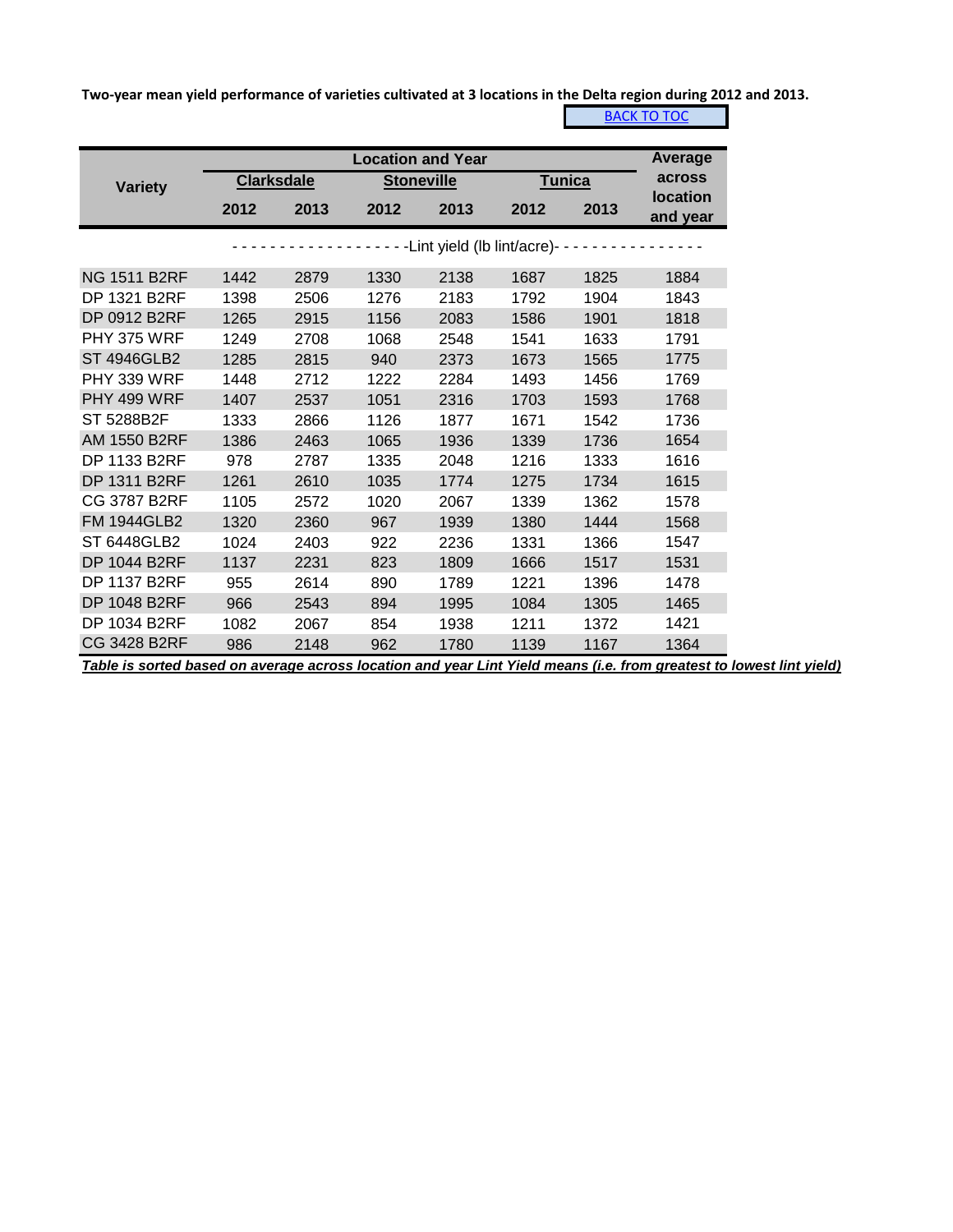**Two-year mean yield performance of varieties cultivated at 3 locations in the Delta region during 2012 and 2013.**

BACK TO TOC

| Variety | Clarksdale | | Stoneville | | Tunica | | Average across location and year |
|---|---|---|---|---|---|---|---|
| | 2012 | 2013 | 2012 | 2013 | 2012 | 2013 | |
| | -Lint yield (lb lint/acre)- | | | | | | |
| NG 1511 B2RF | 1442 | 2879 | 1330 | 2138 | 1687 | 1825 | 1884 |
| DP 1321 B2RF | 1398 | 2506 | 1276 | 2183 | 1792 | 1904 | 1843 |
| DP 0912 B2RF | 1265 | 2915 | 1156 | 2083 | 1586 | 1901 | 1818 |
| PHY 375 WRF | 1249 | 2708 | 1068 | 2548 | 1541 | 1633 | 1791 |
| ST 4946GLB2 | 1285 | 2815 | 940 | 2373 | 1673 | 1565 | 1775 |
| PHY 339 WRF | 1448 | 2712 | 1222 | 2284 | 1493 | 1456 | 1769 |
| PHY 499 WRF | 1407 | 2537 | 1051 | 2316 | 1703 | 1593 | 1768 |
| ST 5288B2F | 1333 | 2866 | 1126 | 1877 | 1671 | 1542 | 1736 |
| AM 1550 B2RF | 1386 | 2463 | 1065 | 1936 | 1339 | 1736 | 1654 |
| DP 1133 B2RF | 978 | 2787 | 1335 | 2048 | 1216 | 1333 | 1616 |
| DP 1311 B2RF | 1261 | 2610 | 1035 | 1774 | 1275 | 1734 | 1615 |
| CG 3787 B2RF | 1105 | 2572 | 1020 | 2067 | 1339 | 1362 | 1578 |
| FM 1944GLB2 | 1320 | 2360 | 967 | 1939 | 1380 | 1444 | 1568 |
| ST 6448GLB2 | 1024 | 2403 | 922 | 2236 | 1331 | 1366 | 1547 |
| DP 1044 B2RF | 1137 | 2231 | 823 | 1809 | 1666 | 1517 | 1531 |
| DP 1137 B2RF | 955 | 2614 | 890 | 1789 | 1221 | 1396 | 1478 |
| DP 1048 B2RF | 966 | 2543 | 894 | 1995 | 1084 | 1305 | 1465 |
| DP 1034 B2RF | 1082 | 2067 | 854 | 1938 | 1211 | 1372 | 1421 |
| CG 3428 B2RF | 986 | 2148 | 962 | 1780 | 1139 | 1167 | 1364 |

***Table is sorted based on average across location and year Lint Yield means (i.e. from greatest to lowest lint yield)***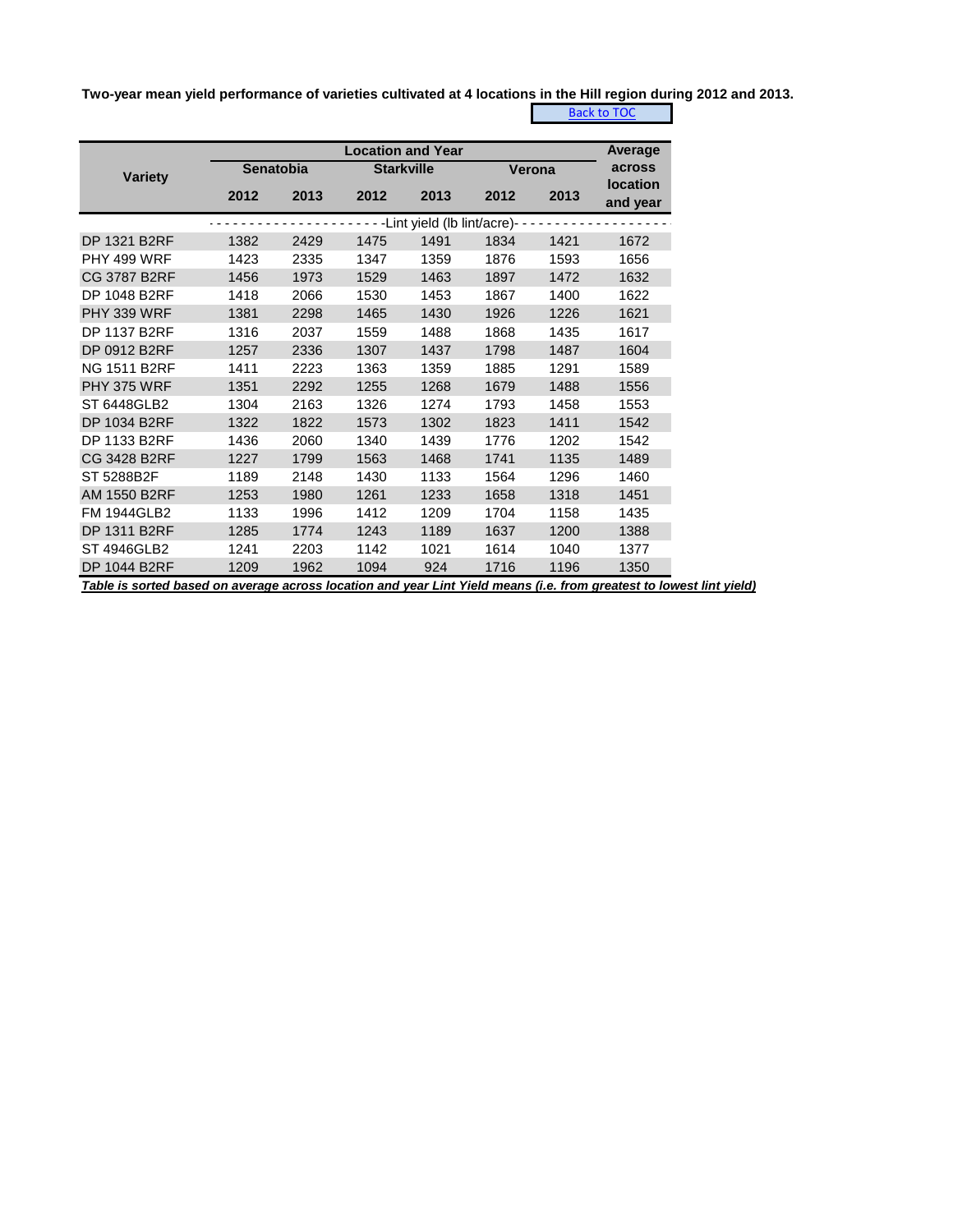**Two-year mean yield performance of varieties cultivated at 4 locations in the Hill region during 2012 and 2013.**

Back to TOC

| Variety | Location and Year | | | | | | Average across location and year |
|---|---|---|---|---|---|---|---|
| | Senatobia | | Starkville | | Verona | | |
| | 2012 | 2013 | 2012 | 2013 | 2012 | 2013 | |
| | -Lint yield (lb lint/acre)- | | | | | | |
| DP 1321 B2RF | 1382 | 2429 | 1475 | 1491 | 1834 | 1421 | 1672 |
| PHY 499 WRF | 1423 | 2335 | 1347 | 1359 | 1876 | 1593 | 1656 |
| CG 3787 B2RF | 1456 | 1973 | 1529 | 1463 | 1897 | 1472 | 1632 |
| DP 1048 B2RF | 1418 | 2066 | 1530 | 1453 | 1867 | 1400 | 1622 |
| PHY 339 WRF | 1381 | 2298 | 1465 | 1430 | 1926 | 1226 | 1621 |
| DP 1137 B2RF | 1316 | 2037 | 1559 | 1488 | 1868 | 1435 | 1617 |
| DP 0912 B2RF | 1257 | 2336 | 1307 | 1437 | 1798 | 1487 | 1604 |
| NG 1511 B2RF | 1411 | 2223 | 1363 | 1359 | 1885 | 1291 | 1589 |
| PHY 375 WRF | 1351 | 2292 | 1255 | 1268 | 1679 | 1488 | 1556 |
| ST 6448GLB2 | 1304 | 2163 | 1326 | 1274 | 1793 | 1458 | 1553 |
| DP 1034 B2RF | 1322 | 1822 | 1573 | 1302 | 1823 | 1411 | 1542 |
| DP 1133 B2RF | 1436 | 2060 | 1340 | 1439 | 1776 | 1202 | 1542 |
| CG 3428 B2RF | 1227 | 1799 | 1563 | 1468 | 1741 | 1135 | 1489 |
| ST 5288B2F | 1189 | 2148 | 1430 | 1133 | 1564 | 1296 | 1460 |
| AM 1550 B2RF | 1253 | 1980 | 1261 | 1233 | 1658 | 1318 | 1451 |
| FM 1944GLB2 | 1133 | 1996 | 1412 | 1209 | 1704 | 1158 | 1435 |
| DP 1311 B2RF | 1285 | 1774 | 1243 | 1189 | 1637 | 1200 | 1388 |
| ST 4946GLB2 | 1241 | 2203 | 1142 | 1021 | 1614 | 1040 | 1377 |
| DP 1044 B2RF | 1209 | 1962 | 1094 | 924 | 1716 | 1196 | 1350 |

***Table is sorted based on average across location and year Lint Yield means (i.e. from greatest to lowest lint yield)***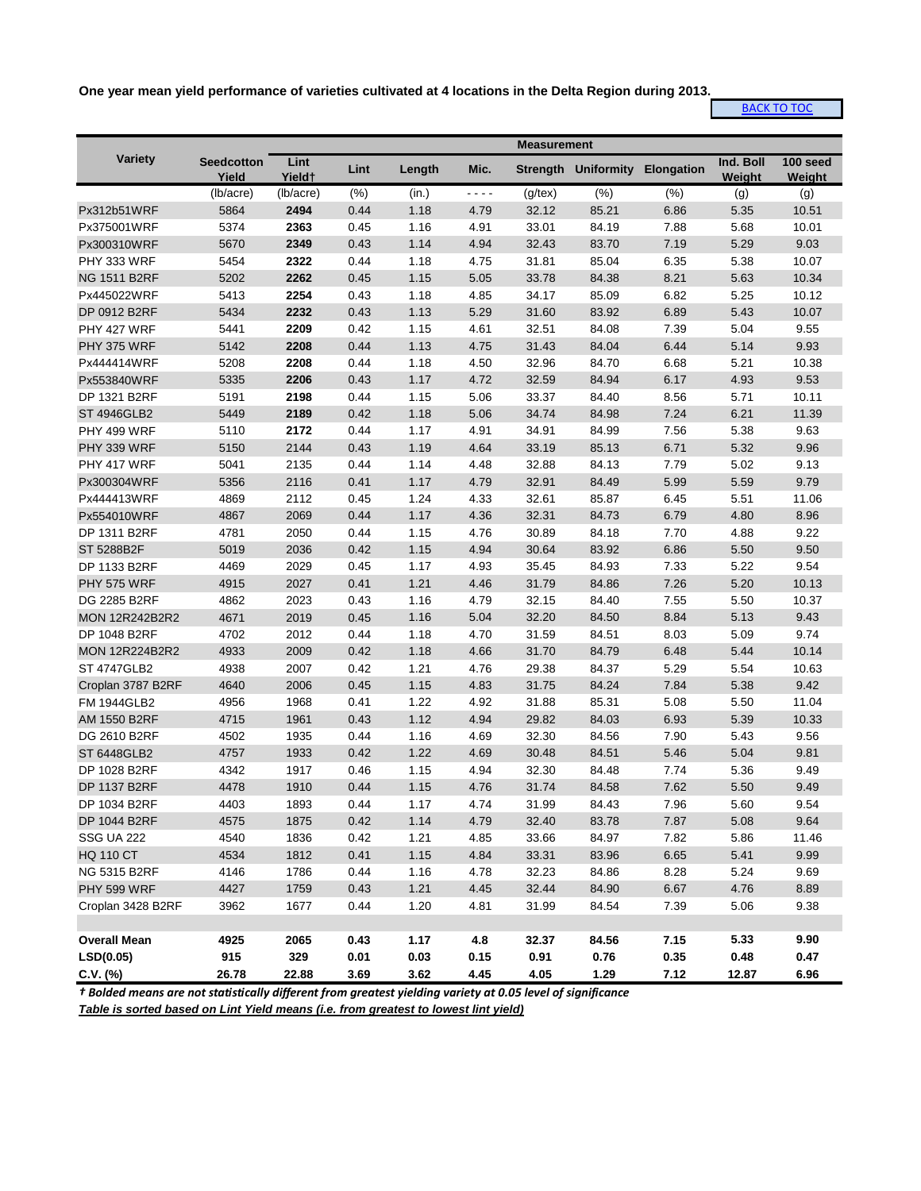**One year mean yield performance of varieties cultivated at 4 locations in the Delta Region during 2013.**

BACK TO TOC

| Variety | Seedcotton Yield | Lint Yield† | Lint | Length | Mic. | Strength | Uniformity | Elongation | Ind. Boll Weight | 100 seed Weight |
|---|---|---|---|---|---|---|---|---|---|---|
| | | Measurement | | | | | | | | |
| | (lb/acre) | (lb/acre) | (%) | (in.) | ---- | (g/tex) | (%) | (%) | (g) | (g) |
| Px312b51WRF | 5864 | **2494** | 0.44 | 1.18 | 4.79 | 32.12 | 85.21 | 6.86 | 5.35 | 10.51 |
| Px375001WRF | 5374 | **2363** | 0.45 | 1.16 | 4.91 | 33.01 | 84.19 | 7.88 | 5.68 | 10.01 |
| Px300310WRF | 5670 | **2349** | 0.43 | 1.14 | 4.94 | 32.43 | 83.70 | 7.19 | 5.29 | 9.03 |
| PHY 333 WRF | 5454 | **2322** | 0.44 | 1.18 | 4.75 | 31.81 | 85.04 | 6.35 | 5.38 | 10.07 |
| NG 1511 B2RF | 5202 | **2262** | 0.45 | 1.15 | 5.05 | 33.78 | 84.38 | 8.21 | 5.63 | 10.34 |
| Px445022WRF | 5413 | **2254** | 0.43 | 1.18 | 4.85 | 34.17 | 85.09 | 6.82 | 5.25 | 10.12 |
| DP 0912 B2RF | 5434 | **2232** | 0.43 | 1.13 | 5.29 | 31.60 | 83.92 | 6.89 | 5.43 | 10.07 |
| PHY 427 WRF | 5441 | **2209** | 0.42 | 1.15 | 4.61 | 32.51 | 84.08 | 7.39 | 5.04 | 9.55 |
| PHY 375 WRF | 5142 | **2208** | 0.44 | 1.13 | 4.75 | 31.43 | 84.04 | 6.44 | 5.14 | 9.93 |
| Px444414WRF | 5208 | **2208** | 0.44 | 1.18 | 4.50 | 32.96 | 84.70 | 6.68 | 5.21 | 10.38 |
| Px553840WRF | 5335 | **2206** | 0.43 | 1.17 | 4.72 | 32.59 | 84.94 | 6.17 | 4.93 | 9.53 |
| DP 1321 B2RF | 5191 | **2198** | 0.44 | 1.15 | 5.06 | 33.37 | 84.40 | 8.56 | 5.71 | 10.11 |
| ST 4946GLB2 | 5449 | **2189** | 0.42 | 1.18 | 5.06 | 34.74 | 84.98 | 7.24 | 6.21 | 11.39 |
| PHY 499 WRF | 5110 | **2172** | 0.44 | 1.17 | 4.91 | 34.91 | 84.99 | 7.56 | 5.38 | 9.63 |
| PHY 339 WRF | 5150 | 2144 | 0.43 | 1.19 | 4.64 | 33.19 | 85.13 | 6.71 | 5.32 | 9.96 |
| PHY 417 WRF | 5041 | 2135 | 0.44 | 1.14 | 4.48 | 32.88 | 84.13 | 7.79 | 5.02 | 9.13 |
| Px300304WRF | 5356 | 2116 | 0.41 | 1.17 | 4.79 | 32.91 | 84.49 | 5.99 | 5.59 | 9.79 |
| Px444413WRF | 4869 | 2112 | 0.45 | 1.24 | 4.33 | 32.61 | 85.87 | 6.45 | 5.51 | 11.06 |
| Px554010WRF | 4867 | 2069 | 0.44 | 1.17 | 4.36 | 32.31 | 84.73 | 6.79 | 4.80 | 8.96 |
| DP 1311 B2RF | 4781 | 2050 | 0.44 | 1.15 | 4.76 | 30.89 | 84.18 | 7.70 | 4.88 | 9.22 |
| ST 5288B2F | 5019 | 2036 | 0.42 | 1.15 | 4.94 | 30.64 | 83.92 | 6.86 | 5.50 | 9.50 |
| DP 1133 B2RF | 4469 | 2029 | 0.45 | 1.17 | 4.93 | 35.45 | 84.93 | 7.33 | 5.22 | 9.54 |
| PHY 575 WRF | 4915 | 2027 | 0.41 | 1.21 | 4.46 | 31.79 | 84.86 | 7.26 | 5.20 | 10.13 |
| DG 2285 B2RF | 4862 | 2023 | 0.43 | 1.16 | 4.79 | 32.15 | 84.40 | 7.55 | 5.50 | 10.37 |
| MON 12R242B2R2 | 4671 | 2019 | 0.45 | 1.16 | 5.04 | 32.20 | 84.50 | 8.84 | 5.13 | 9.43 |
| DP 1048 B2RF | 4702 | 2012 | 0.44 | 1.18 | 4.70 | 31.59 | 84.51 | 8.03 | 5.09 | 9.74 |
| MON 12R224B2R2 | 4933 | 2009 | 0.42 | 1.18 | 4.66 | 31.70 | 84.79 | 6.48 | 5.44 | 10.14 |
| ST 4747GLB2 | 4938 | 2007 | 0.42 | 1.21 | 4.76 | 29.38 | 84.37 | 5.29 | 5.54 | 10.63 |
| Croplan 3787 B2RF | 4640 | 2006 | 0.45 | 1.15 | 4.83 | 31.75 | 84.24 | 7.84 | 5.38 | 9.42 |
| FM 1944GLB2 | 4956 | 1968 | 0.41 | 1.22 | 4.92 | 31.88 | 85.31 | 5.08 | 5.50 | 11.04 |
| AM 1550 B2RF | 4715 | 1961 | 0.43 | 1.12 | 4.94 | 29.82 | 84.03 | 6.93 | 5.39 | 10.33 |
| DG 2610 B2RF | 4502 | 1935 | 0.44 | 1.16 | 4.69 | 32.30 | 84.56 | 7.90 | 5.43 | 9.56 |
| ST 6448GLB2 | 4757 | 1933 | 0.42 | 1.22 | 4.69 | 30.48 | 84.51 | 5.46 | 5.04 | 9.81 |
| DP 1028 B2RF | 4342 | 1917 | 0.46 | 1.15 | 4.94 | 32.30 | 84.48 | 7.74 | 5.36 | 9.49 |
| DP 1137 B2RF | 4478 | 1910 | 0.44 | 1.15 | 4.76 | 31.74 | 84.58 | 7.62 | 5.50 | 9.49 |
| DP 1034 B2RF | 4403 | 1893 | 0.44 | 1.17 | 4.74 | 31.99 | 84.43 | 7.96 | 5.60 | 9.54 |
| DP 1044 B2RF | 4575 | 1875 | 0.42 | 1.14 | 4.79 | 32.40 | 83.78 | 7.87 | 5.08 | 9.64 |
| SSG UA 222 | 4540 | 1836 | 0.42 | 1.21 | 4.85 | 33.66 | 84.97 | 7.82 | 5.86 | 11.46 |
| HQ 110 CT | 4534 | 1812 | 0.41 | 1.15 | 4.84 | 33.31 | 83.96 | 6.65 | 5.41 | 9.99 |
| NG 5315 B2RF | 4146 | 1786 | 0.44 | 1.16 | 4.78 | 32.23 | 84.86 | 8.28 | 5.24 | 9.69 |
| PHY 599 WRF | 4427 | 1759 | 0.43 | 1.21 | 4.45 | 32.44 | 84.90 | 6.67 | 4.76 | 8.89 |
| Croplan 3428 B2RF | 3962 | 1677 | 0.44 | 1.20 | 4.81 | 31.99 | 84.54 | 7.39 | 5.06 | 9.38 |
| | | | | | | | | | | |
| **Overall Mean** | **4925** | **2065** | **0.43** | **1.17** | **4.8** | **32.37** | **84.56** | **7.15** | **5.33** | **9.90** |
| **LSD(0.05)** | **915** | **329** | **0.01** | **0.03** | **0.15** | **0.91** | **0.76** | **0.35** | **0.48** | **0.47** |
| **C.V. (%)** | **26.78** | **22.88** | **3.69** | **3.62** | **4.45** | **4.05** | **1.29** | **7.12** | **12.87** | **6.96** |

***† Bolded means are not statistically different from greatest yielding variety at 0.05 level of significance***

***Table is sorted based on Lint Yield means (i.e. from greatest to lowest lint yield)***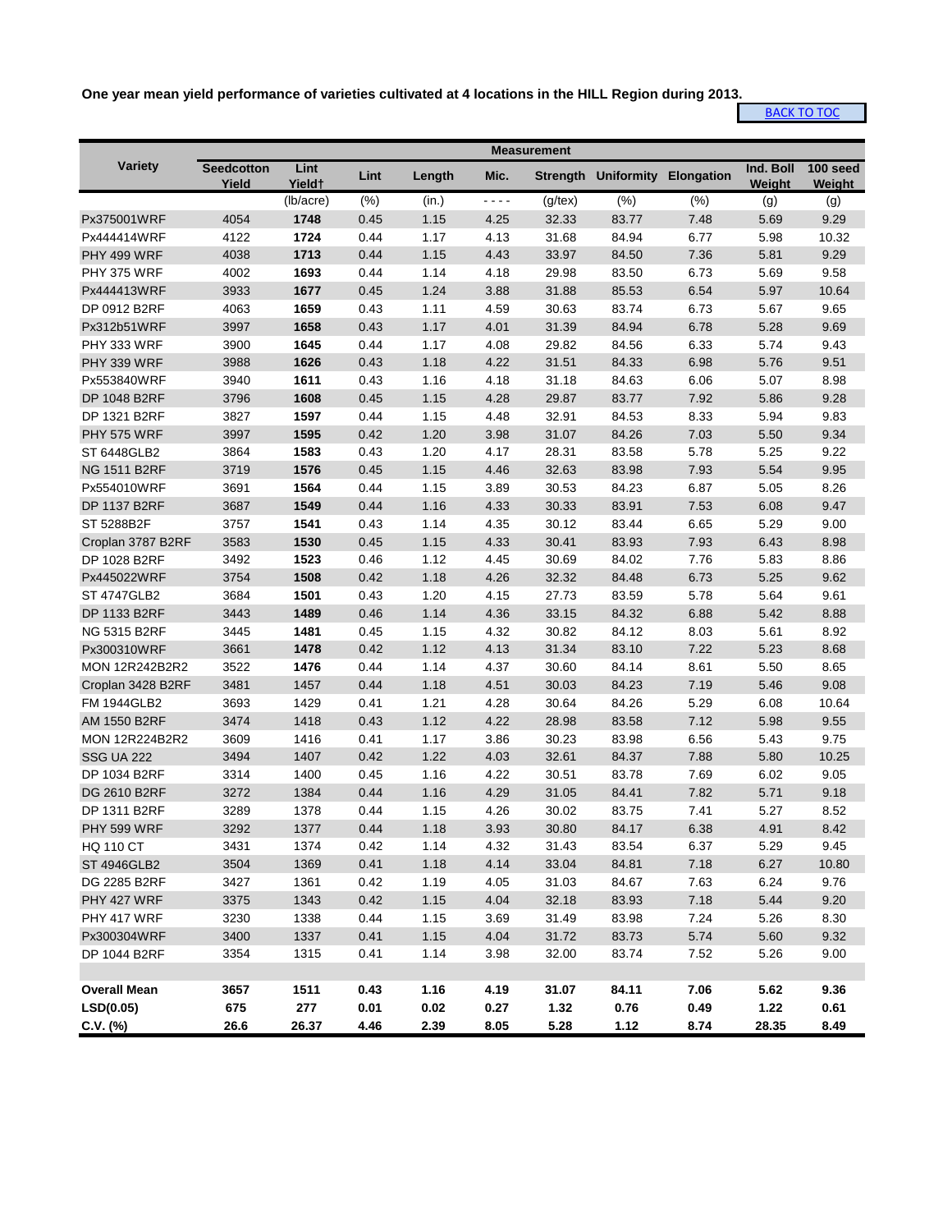**One year mean yield performance of varieties cultivated at 4 locations in the HILL Region during 2013.**

BACK TO TOC

| Variety | Seedcotton Yield | Lint Yield† | Lint | Length | Mic. | Strength | Uniformity | Elongation | Ind. Boll Weight | 100 seed Weight |
|---|---|---|---|---|---|---|---|---|---|---|
| | Measurement | | | | | | | | | |
| | | (lb/acre) | (%) | (in.) | - - - - | (g/tex) | (%) | (%) | (g) | (g) |
| Px375001WRF | 4054 | **1748** | 0.45 | 1.15 | 4.25 | 32.33 | 83.77 | 7.48 | 5.69 | 9.29 |
| Px444414WRF | 4122 | **1724** | 0.44 | 1.17 | 4.13 | 31.68 | 84.94 | 6.77 | 5.98 | 10.32 |
| PHY 499 WRF | 4038 | **1713** | 0.44 | 1.15 | 4.43 | 33.97 | 84.50 | 7.36 | 5.81 | 9.29 |
| PHY 375 WRF | 4002 | **1693** | 0.44 | 1.14 | 4.18 | 29.98 | 83.50 | 6.73 | 5.69 | 9.58 |
| Px444413WRF | 3933 | **1677** | 0.45 | 1.24 | 3.88 | 31.88 | 85.53 | 6.54 | 5.97 | 10.64 |
| DP 0912 B2RF | 4063 | **1659** | 0.43 | 1.11 | 4.59 | 30.63 | 83.74 | 6.73 | 5.67 | 9.65 |
| Px312b51WRF | 3997 | **1658** | 0.43 | 1.17 | 4.01 | 31.39 | 84.94 | 6.78 | 5.28 | 9.69 |
| PHY 333 WRF | 3900 | **1645** | 0.44 | 1.17 | 4.08 | 29.82 | 84.56 | 6.33 | 5.74 | 9.43 |
| PHY 339 WRF | 3988 | **1626** | 0.43 | 1.18 | 4.22 | 31.51 | 84.33 | 6.98 | 5.76 | 9.51 |
| Px553840WRF | 3940 | **1611** | 0.43 | 1.16 | 4.18 | 31.18 | 84.63 | 6.06 | 5.07 | 8.98 |
| DP 1048 B2RF | 3796 | **1608** | 0.45 | 1.15 | 4.28 | 29.87 | 83.77 | 7.92 | 5.86 | 9.28 |
| DP 1321 B2RF | 3827 | **1597** | 0.44 | 1.15 | 4.48 | 32.91 | 84.53 | 8.33 | 5.94 | 9.83 |
| PHY 575 WRF | 3997 | **1595** | 0.42 | 1.20 | 3.98 | 31.07 | 84.26 | 7.03 | 5.50 | 9.34 |
| ST 6448GLB2 | 3864 | **1583** | 0.43 | 1.20 | 4.17 | 28.31 | 83.58 | 5.78 | 5.25 | 9.22 |
| NG 1511 B2RF | 3719 | **1576** | 0.45 | 1.15 | 4.46 | 32.63 | 83.98 | 7.93 | 5.54 | 9.95 |
| Px554010WRF | 3691 | **1564** | 0.44 | 1.15 | 3.89 | 30.53 | 84.23 | 6.87 | 5.05 | 8.26 |
| DP 1137 B2RF | 3687 | **1549** | 0.44 | 1.16 | 4.33 | 30.33 | 83.91 | 7.53 | 6.08 | 9.47 |
| ST 5288B2F | 3757 | **1541** | 0.43 | 1.14 | 4.35 | 30.12 | 83.44 | 6.65 | 5.29 | 9.00 |
| Croplan 3787 B2RF | 3583 | **1530** | 0.45 | 1.15 | 4.33 | 30.41 | 83.93 | 7.93 | 6.43 | 8.98 |
| DP 1028 B2RF | 3492 | **1523** | 0.46 | 1.12 | 4.45 | 30.69 | 84.02 | 7.76 | 5.83 | 8.86 |
| Px445022WRF | 3754 | **1508** | 0.42 | 1.18 | 4.26 | 32.32 | 84.48 | 6.73 | 5.25 | 9.62 |
| ST 4747GLB2 | 3684 | **1501** | 0.43 | 1.20 | 4.15 | 27.73 | 83.59 | 5.78 | 5.64 | 9.61 |
| DP 1133 B2RF | 3443 | **1489** | 0.46 | 1.14 | 4.36 | 33.15 | 84.32 | 6.88 | 5.42 | 8.88 |
| NG 5315 B2RF | 3445 | **1481** | 0.45 | 1.15 | 4.32 | 30.82 | 84.12 | 8.03 | 5.61 | 8.92 |
| Px300310WRF | 3661 | **1478** | 0.42 | 1.12 | 4.13 | 31.34 | 83.10 | 7.22 | 5.23 | 8.68 |
| MON 12R242B2R2 | 3522 | **1476** | 0.44 | 1.14 | 4.37 | 30.60 | 84.14 | 8.61 | 5.50 | 8.65 |
| Croplan 3428 B2RF | 3481 | 1457 | 0.44 | 1.18 | 4.51 | 30.03 | 84.23 | 7.19 | 5.46 | 9.08 |
| FM 1944GLB2 | 3693 | 1429 | 0.41 | 1.21 | 4.28 | 30.64 | 84.26 | 5.29 | 6.08 | 10.64 |
| AM 1550 B2RF | 3474 | 1418 | 0.43 | 1.12 | 4.22 | 28.98 | 83.58 | 7.12 | 5.98 | 9.55 |
| MON 12R224B2R2 | 3609 | 1416 | 0.41 | 1.17 | 3.86 | 30.23 | 83.98 | 6.56 | 5.43 | 9.75 |
| SSG UA 222 | 3494 | 1407 | 0.42 | 1.22 | 4.03 | 32.61 | 84.37 | 7.88 | 5.80 | 10.25 |
| DP 1034 B2RF | 3314 | 1400 | 0.45 | 1.16 | 4.22 | 30.51 | 83.78 | 7.69 | 6.02 | 9.05 |
| DG 2610 B2RF | 3272 | 1384 | 0.44 | 1.16 | 4.29 | 31.05 | 84.41 | 7.82 | 5.71 | 9.18 |
| DP 1311 B2RF | 3289 | 1378 | 0.44 | 1.15 | 4.26 | 30.02 | 83.75 | 7.41 | 5.27 | 8.52 |
| PHY 599 WRF | 3292 | 1377 | 0.44 | 1.18 | 3.93 | 30.80 | 84.17 | 6.38 | 4.91 | 8.42 |
| HQ 110 CT | 3431 | 1374 | 0.42 | 1.14 | 4.32 | 31.43 | 83.54 | 6.37 | 5.29 | 9.45 |
| ST 4946GLB2 | 3504 | 1369 | 0.41 | 1.18 | 4.14 | 33.04 | 84.81 | 7.18 | 6.27 | 10.80 |
| DG 2285 B2RF | 3427 | 1361 | 0.42 | 1.19 | 4.05 | 31.03 | 84.67 | 7.63 | 6.24 | 9.76 |
| PHY 427 WRF | 3375 | 1343 | 0.42 | 1.15 | 4.04 | 32.18 | 83.93 | 7.18 | 5.44 | 9.20 |
| PHY 417 WRF | 3230 | 1338 | 0.44 | 1.15 | 3.69 | 31.49 | 83.98 | 7.24 | 5.26 | 8.30 |
| Px300304WRF | 3400 | 1337 | 0.41 | 1.15 | 4.04 | 31.72 | 83.73 | 5.74 | 5.60 | 9.32 |
| DP 1044 B2RF | 3354 | 1315 | 0.41 | 1.14 | 3.98 | 32.00 | 83.74 | 7.52 | 5.26 | 9.00 |
| | | | | | | | | | | |
| **Overall Mean** | **3657** | **1511** | **0.43** | **1.16** | **4.19** | **31.07** | **84.11** | **7.06** | **5.62** | **9.36** |
| **LSD(0.05)** | **675** | **277** | **0.01** | **0.02** | **0.27** | **1.32** | **0.76** | **0.49** | **1.22** | **0.61** |
| **C.V. (%)** | **26.6** | **26.37** | **4.46** | **2.39** | **8.05** | **5.28** | **1.12** | **8.74** | **28.35** | **8.49** |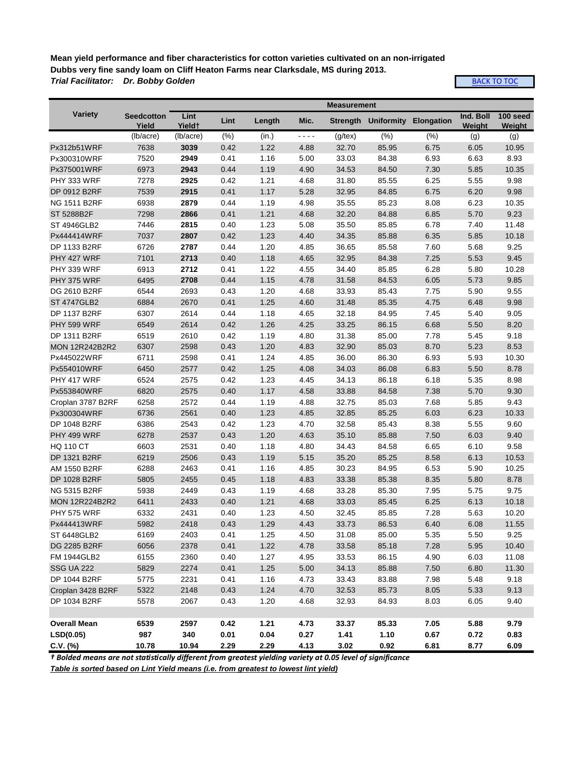**Mean yield performance and fiber characteristics for cotton varieties cultivated on an non-irrigated Dubbs very fine sandy loam on Cliff Heaton Farms near Clarksdale, MS during 2013.**

***Trial Facilitator: Dr. Bobby Golden***

BACK TO TOC

| Variety | Seedcotton Yield | Lint Yield† | Lint | Length | Mic. | Strength | Uniformity | Elongation | Ind. Boll Weight | 100 seed Weight |
|---|---|---|---|---|---|---|---|---|---|---|
| | | | | | | Measurement | | | | |
| | (lb/acre) | (lb/acre) | (%) | (in.) | - - - - | (g/tex) | (%) | (%) | (g) | (g) |
| Px312b51WRF | 7638 | **3039** | 0.42 | 1.22 | 4.88 | 32.70 | 85.95 | 6.75 | 6.05 | 10.95 |
| Px300310WRF | 7520 | **2949** | 0.41 | 1.16 | 5.00 | 33.03 | 84.38 | 6.93 | 6.63 | 8.93 |
| Px375001WRF | 6973 | **2943** | 0.44 | 1.19 | 4.90 | 34.53 | 84.50 | 7.30 | 5.85 | 10.35 |
| PHY 333 WRF | 7278 | **2925** | 0.42 | 1.21 | 4.68 | 31.80 | 85.55 | 6.25 | 5.55 | 9.98 |
| DP 0912 B2RF | 7539 | **2915** | 0.41 | 1.17 | 5.28 | 32.95 | 84.85 | 6.75 | 6.20 | 9.98 |
| NG 1511 B2RF | 6938 | **2879** | 0.44 | 1.19 | 4.98 | 35.55 | 85.23 | 8.08 | 6.23 | 10.35 |
| ST 5288B2F | 7298 | **2866** | 0.41 | 1.21 | 4.68 | 32.20 | 84.88 | 6.85 | 5.70 | 9.23 |
| ST 4946GLB2 | 7446 | **2815** | 0.40 | 1.23 | 5.08 | 35.50 | 85.85 | 6.78 | 7.40 | 11.48 |
| Px444414WRF | 7037 | **2807** | 0.42 | 1.23 | 4.40 | 34.35 | 85.88 | 6.35 | 5.85 | 10.18 |
| DP 1133 B2RF | 6726 | **2787** | 0.44 | 1.20 | 4.85 | 36.65 | 85.58 | 7.60 | 5.68 | 9.25 |
| PHY 427 WRF | 7101 | **2713** | 0.40 | 1.18 | 4.65 | 32.95 | 84.38 | 7.25 | 5.53 | 9.45 |
| PHY 339 WRF | 6913 | **2712** | 0.41 | 1.22 | 4.55 | 34.40 | 85.85 | 6.28 | 5.80 | 10.28 |
| PHY 375 WRF | 6495 | **2708** | 0.44 | 1.15 | 4.78 | 31.58 | 84.53 | 6.05 | 5.73 | 9.85 |
| DG 2610 B2RF | 6544 | 2693 | 0.43 | 1.20 | 4.68 | 33.93 | 85.43 | 7.75 | 5.90 | 9.55 |
| ST 4747GLB2 | 6884 | 2670 | 0.41 | 1.25 | 4.60 | 31.48 | 85.35 | 4.75 | 6.48 | 9.98 |
| DP 1137 B2RF | 6307 | 2614 | 0.44 | 1.18 | 4.65 | 32.18 | 84.95 | 7.45 | 5.40 | 9.05 |
| PHY 599 WRF | 6549 | 2614 | 0.42 | 1.26 | 4.25 | 33.25 | 86.15 | 6.68 | 5.50 | 8.20 |
| DP 1311 B2RF | 6519 | 2610 | 0.42 | 1.19 | 4.80 | 31.38 | 85.00 | 7.78 | 5.45 | 9.18 |
| MON 12R242B2R2 | 6307 | 2598 | 0.43 | 1.20 | 4.83 | 32.90 | 85.03 | 8.70 | 5.23 | 8.53 |
| Px445022WRF | 6711 | 2598 | 0.41 | 1.24 | 4.85 | 36.00 | 86.30 | 6.93 | 5.93 | 10.30 |
| Px554010WRF | 6450 | 2577 | 0.42 | 1.25 | 4.08 | 34.03 | 86.08 | 6.83 | 5.50 | 8.78 |
| PHY 417 WRF | 6524 | 2575 | 0.42 | 1.23 | 4.45 | 34.13 | 86.18 | 6.18 | 5.35 | 8.98 |
| Px553840WRF | 6820 | 2575 | 0.40 | 1.17 | 4.58 | 33.88 | 84.58 | 7.38 | 5.70 | 9.30 |
| Croplan 3787 B2RF | 6258 | 2572 | 0.44 | 1.19 | 4.88 | 32.75 | 85.03 | 7.68 | 5.85 | 9.43 |
| Px300304WRF | 6736 | 2561 | 0.40 | 1.23 | 4.85 | 32.85 | 85.25 | 6.03 | 6.23 | 10.33 |
| DP 1048 B2RF | 6386 | 2543 | 0.42 | 1.23 | 4.70 | 32.58 | 85.43 | 8.38 | 5.55 | 9.60 |
| PHY 499 WRF | 6278 | 2537 | 0.43 | 1.20 | 4.63 | 35.10 | 85.88 | 7.50 | 6.03 | 9.40 |
| HQ 110 CT | 6603 | 2531 | 0.40 | 1.18 | 4.80 | 34.43 | 84.58 | 6.65 | 6.10 | 9.58 |
| DP 1321 B2RF | 6219 | 2506 | 0.43 | 1.19 | 5.15 | 35.20 | 85.25 | 8.58 | 6.13 | 10.53 |
| AM 1550 B2RF | 6288 | 2463 | 0.41 | 1.16 | 4.85 | 30.23 | 84.95 | 6.53 | 5.90 | 10.25 |
| DP 1028 B2RF | 5805 | 2455 | 0.45 | 1.18 | 4.83 | 33.38 | 85.38 | 8.35 | 5.80 | 8.78 |
| NG 5315 B2RF | 5938 | 2449 | 0.43 | 1.19 | 4.68 | 33.28 | 85.30 | 7.95 | 5.75 | 9.75 |
| MON 12R224B2R2 | 6411 | 2433 | 0.40 | 1.21 | 4.68 | 33.03 | 85.45 | 6.25 | 6.13 | 10.18 |
| PHY 575 WRF | 6332 | 2431 | 0.40 | 1.23 | 4.50 | 32.45 | 85.85 | 7.28 | 5.63 | 10.20 |
| Px444413WRF | 5982 | 2418 | 0.43 | 1.29 | 4.43 | 33.73 | 86.53 | 6.40 | 6.08 | 11.55 |
| ST 6448GLB2 | 6169 | 2403 | 0.41 | 1.25 | 4.50 | 31.08 | 85.00 | 5.35 | 5.50 | 9.25 |
| DG 2285 B2RF | 6056 | 2378 | 0.41 | 1.22 | 4.78 | 33.58 | 85.18 | 7.28 | 5.95 | 10.40 |
| FM 1944GLB2 | 6155 | 2360 | 0.40 | 1.27 | 4.95 | 33.53 | 86.15 | 4.90 | 6.03 | 11.08 |
| SSG UA 222 | 5829 | 2274 | 0.41 | 1.25 | 5.00 | 34.13 | 85.88 | 7.50 | 6.80 | 11.30 |
| DP 1044 B2RF | 5775 | 2231 | 0.41 | 1.16 | 4.73 | 33.43 | 83.88 | 7.98 | 5.48 | 9.18 |
| Croplan 3428 B2RF | 5322 | 2148 | 0.43 | 1.24 | 4.70 | 32.53 | 85.73 | 8.05 | 5.33 | 9.13 |
| DP 1034 B2RF | 5578 | 2067 | 0.43 | 1.20 | 4.68 | 32.93 | 84.93 | 8.03 | 6.05 | 9.40 |
| **Overall Mean** | **6539** | **2597** | **0.42** | **1.21** | **4.73** | **33.37** | **85.33** | **7.05** | **5.88** | **9.79** |
| **LSD(0.05)** | **987** | **340** | **0.01** | **0.04** | **0.27** | **1.41** | **1.10** | **0.67** | **0.72** | **0.83** |
| **C.V. (%)** | **10.78** | **10.94** | **2.29** | **2.29** | **4.13** | **3.02** | **0.92** | **6.81** | **8.77** | **6.09** |

***† Bolded means are not statistically different from greatest yielding variety at 0.05 level of significance***

***Table is sorted based on Lint Yield means (i.e. from greatest to lowest lint yield)***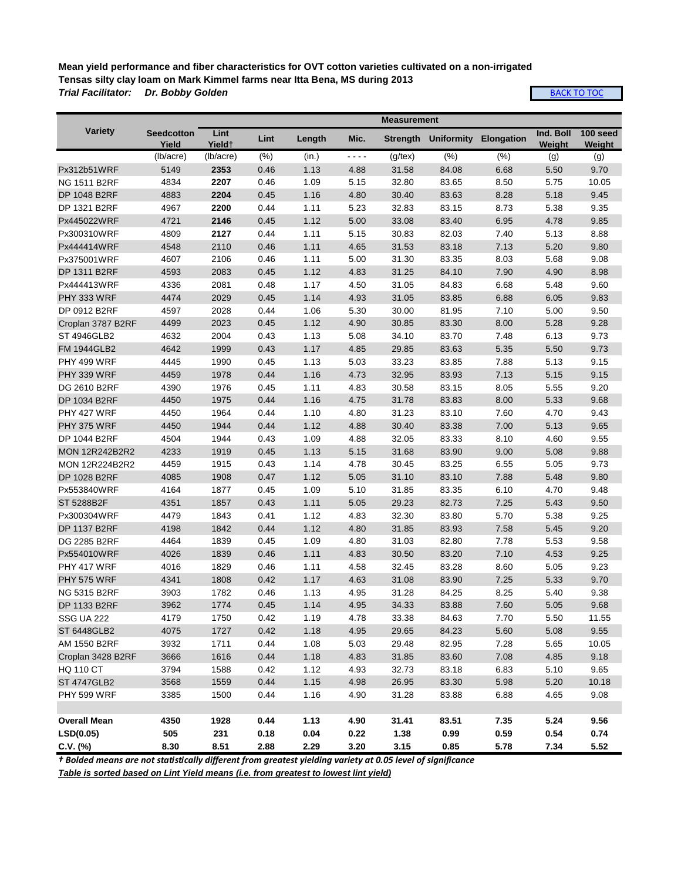**Mean yield performance and fiber characteristics for OVT cotton varieties cultivated on a non-irrigated Tensas silty clay loam on Mark Kimmel farms near Itta Bena, MS during 2013**

***Trial Facilitator: Dr. Bobby Golden***

BACK TO TOC

| Variety | Seedcotton Yield | Lint Yield† | Lint | Length | Mic. | Strength | Uniformity | Elongation | Ind. Boll Weight | 100 seed Weight |
|---|---|---|---|---|---|---|---|---|---|---|
| | | Measurement | | | | | | | | |
| | (lb/acre) | (lb/acre) | (%) | (in.) | - - - - | (g/tex) | (%) | (%) | (g) | (g) |
| Px312b51WRF | 5149 | **2353** | 0.46 | 1.13 | 4.88 | 31.58 | 84.08 | 6.68 | 5.50 | 9.70 |
| NG 1511 B2RF | 4834 | **2207** | 0.46 | 1.09 | 5.15 | 32.80 | 83.65 | 8.50 | 5.75 | 10.05 |
| DP 1048 B2RF | 4883 | **2204** | 0.45 | 1.16 | 4.80 | 30.40 | 83.63 | 8.28 | 5.18 | 9.45 |
| DP 1321 B2RF | 4967 | **2200** | 0.44 | 1.11 | 5.23 | 32.83 | 83.15 | 8.73 | 5.38 | 9.35 |
| Px445022WRF | 4721 | **2146** | 0.45 | 1.12 | 5.00 | 33.08 | 83.40 | 6.95 | 4.78 | 9.85 |
| Px300310WRF | 4809 | **2127** | 0.44 | 1.11 | 5.15 | 30.83 | 82.03 | 7.40 | 5.13 | 8.88 |
| Px444414WRF | 4548 | 2110 | 0.46 | 1.11 | 4.65 | 31.53 | 83.18 | 7.13 | 5.20 | 9.80 |
| Px375001WRF | 4607 | 2106 | 0.46 | 1.11 | 5.00 | 31.30 | 83.35 | 8.03 | 5.68 | 9.08 |
| DP 1311 B2RF | 4593 | 2083 | 0.45 | 1.12 | 4.83 | 31.25 | 84.10 | 7.90 | 4.90 | 8.98 |
| Px444413WRF | 4336 | 2081 | 0.48 | 1.17 | 4.50 | 31.05 | 84.83 | 6.68 | 5.48 | 9.60 |
| PHY 333 WRF | 4474 | 2029 | 0.45 | 1.14 | 4.93 | 31.05 | 83.85 | 6.88 | 6.05 | 9.83 |
| DP 0912 B2RF | 4597 | 2028 | 0.44 | 1.06 | 5.30 | 30.00 | 81.95 | 7.10 | 5.00 | 9.50 |
| Croplan 3787 B2RF | 4499 | 2023 | 0.45 | 1.12 | 4.90 | 30.85 | 83.30 | 8.00 | 5.28 | 9.28 |
| ST 4946GLB2 | 4632 | 2004 | 0.43 | 1.13 | 5.08 | 34.10 | 83.70 | 7.48 | 6.13 | 9.73 |
| FM 1944GLB2 | 4642 | 1999 | 0.43 | 1.17 | 4.85 | 29.85 | 83.63 | 5.35 | 5.50 | 9.73 |
| PHY 499 WRF | 4445 | 1990 | 0.45 | 1.13 | 5.03 | 33.23 | 83.85 | 7.88 | 5.13 | 9.15 |
| PHY 339 WRF | 4459 | 1978 | 0.44 | 1.16 | 4.73 | 32.95 | 83.93 | 7.13 | 5.15 | 9.15 |
| DG 2610 B2RF | 4390 | 1976 | 0.45 | 1.11 | 4.83 | 30.58 | 83.15 | 8.05 | 5.55 | 9.20 |
| DP 1034 B2RF | 4450 | 1975 | 0.44 | 1.16 | 4.75 | 31.78 | 83.83 | 8.00 | 5.33 | 9.68 |
| PHY 427 WRF | 4450 | 1964 | 0.44 | 1.10 | 4.80 | 31.23 | 83.10 | 7.60 | 4.70 | 9.43 |
| PHY 375 WRF | 4450 | 1944 | 0.44 | 1.12 | 4.88 | 30.40 | 83.38 | 7.00 | 5.13 | 9.65 |
| DP 1044 B2RF | 4504 | 1944 | 0.43 | 1.09 | 4.88 | 32.05 | 83.33 | 8.10 | 4.60 | 9.55 |
| MON 12R242B2R2 | 4233 | 1919 | 0.45 | 1.13 | 5.15 | 31.68 | 83.90 | 9.00 | 5.08 | 9.88 |
| MON 12R224B2R2 | 4459 | 1915 | 0.43 | 1.14 | 4.78 | 30.45 | 83.25 | 6.55 | 5.05 | 9.73 |
| DP 1028 B2RF | 4085 | 1908 | 0.47 | 1.12 | 5.05 | 31.10 | 83.10 | 7.88 | 5.48 | 9.80 |
| Px553840WRF | 4164 | 1877 | 0.45 | 1.09 | 5.10 | 31.85 | 83.35 | 6.10 | 4.70 | 9.48 |
| ST 5288B2F | 4351 | 1857 | 0.43 | 1.11 | 5.05 | 29.23 | 82.73 | 7.25 | 5.43 | 9.50 |
| Px300304WRF | 4479 | 1843 | 0.41 | 1.12 | 4.83 | 32.30 | 83.80 | 5.70 | 5.38 | 9.25 |
| DP 1137 B2RF | 4198 | 1842 | 0.44 | 1.12 | 4.80 | 31.85 | 83.93 | 7.58 | 5.45 | 9.20 |
| DG 2285 B2RF | 4464 | 1839 | 0.45 | 1.09 | 4.80 | 31.03 | 82.80 | 7.78 | 5.53 | 9.58 |
| Px554010WRF | 4026 | 1839 | 0.46 | 1.11 | 4.83 | 30.50 | 83.20 | 7.10 | 4.53 | 9.25 |
| PHY 417 WRF | 4016 | 1829 | 0.46 | 1.11 | 4.58 | 32.45 | 83.28 | 8.60 | 5.05 | 9.23 |
| PHY 575 WRF | 4341 | 1808 | 0.42 | 1.17 | 4.63 | 31.08 | 83.90 | 7.25 | 5.33 | 9.70 |
| NG 5315 B2RF | 3903 | 1782 | 0.46 | 1.13 | 4.95 | 31.28 | 84.25 | 8.25 | 5.40 | 9.38 |
| DP 1133 B2RF | 3962 | 1774 | 0.45 | 1.14 | 4.95 | 34.33 | 83.88 | 7.60 | 5.05 | 9.68 |
| SSG UA 222 | 4179 | 1750 | 0.42 | 1.19 | 4.78 | 33.38 | 84.63 | 7.70 | 5.50 | 11.55 |
| ST 6448GLB2 | 4075 | 1727 | 0.42 | 1.18 | 4.95 | 29.65 | 84.23 | 5.60 | 5.08 | 9.55 |
| AM 1550 B2RF | 3932 | 1711 | 0.44 | 1.08 | 5.03 | 29.48 | 82.95 | 7.28 | 5.65 | 10.05 |
| Croplan 3428 B2RF | 3666 | 1616 | 0.44 | 1.18 | 4.83 | 31.85 | 83.60 | 7.08 | 4.85 | 9.18 |
| HQ 110 CT | 3794 | 1588 | 0.42 | 1.12 | 4.93 | 32.73 | 83.18 | 6.83 | 5.10 | 9.65 |
| ST 4747GLB2 | 3568 | 1559 | 0.44 | 1.15 | 4.98 | 26.95 | 83.30 | 5.98 | 5.20 | 10.18 |
| PHY 599 WRF | 3385 | 1500 | 0.44 | 1.16 | 4.90 | 31.28 | 83.88 | 6.88 | 4.65 | 9.08 |
| | | | | | | | | | | |
| **Overall Mean** | **4350** | **1928** | **0.44** | **1.13** | **4.90** | **31.41** | **83.51** | **7.35** | **5.24** | **9.56** |
| **LSD(0.05)** | **505** | **231** | **0.18** | **0.04** | **0.22** | **1.38** | **0.99** | **0.59** | **0.54** | **0.74** |
| **C.V. (%)** | **8.30** | **8.51** | **2.88** | **2.29** | **3.20** | **3.15** | **0.85** | **5.78** | **7.34** | **5.52** |

***† Bolded means are not statistically different from greatest yielding variety at 0.05 level of significance***

***Table is sorted based on Lint Yield means (i.e. from greatest to lowest lint yield)***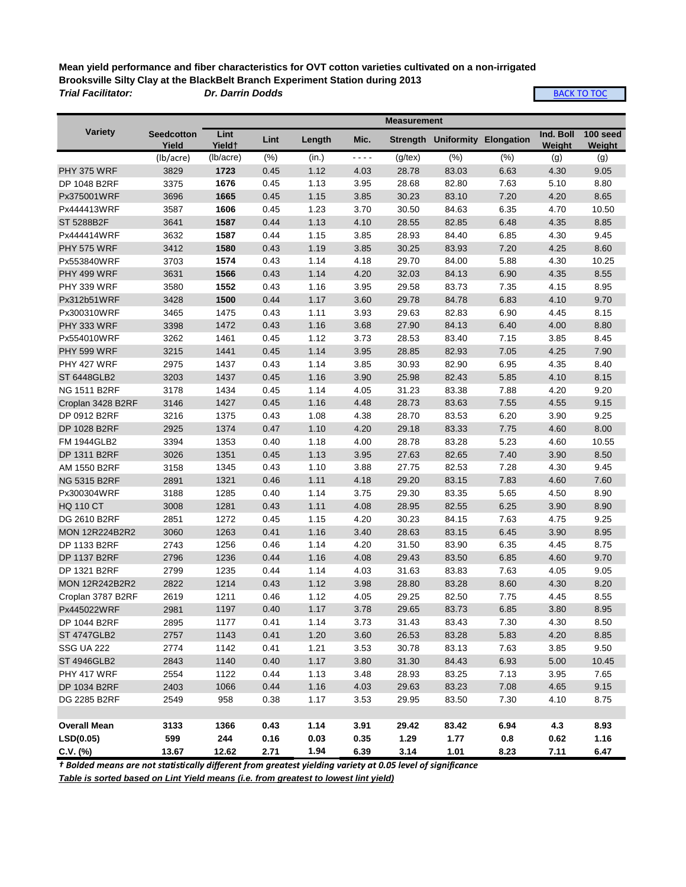**Mean yield performance and fiber characteristics for OVT cotton varieties cultivated on a non-irrigated Brooksville Silty Clay at the BlackBelt Branch Experiment Station during 2013**

***Trial Facilitator:*** ***Dr. Darrin Dodds***

BACK TO TOC

| Variety | Seedcotton Yield | Lint Yield† | Lint | Length | Mic. | Strength | Uniformity | Elongation | Ind. Boll Weight | 100 seed Weight |
|---|---|---|---|---|---|---|---|---|---|---|
| | (lb/acre) | (lb/acre) | (%) | (in.) | ---- | (g/tex) | (%) | (%) | (g) | (g) |
| PHY 375 WRF | 3829 | **1723** | 0.45 | 1.12 | 4.03 | 28.78 | 83.03 | 6.63 | 4.30 | 9.05 |
| DP 1048 B2RF | 3375 | **1676** | 0.45 | 1.13 | 3.95 | 28.68 | 82.80 | 7.63 | 5.10 | 8.80 |
| Px375001WRF | 3696 | **1665** | 0.45 | 1.15 | 3.85 | 30.23 | 83.10 | 7.20 | 4.20 | 8.65 |
| Px444413WRF | 3587 | **1606** | 0.45 | 1.23 | 3.70 | 30.50 | 84.63 | 6.35 | 4.70 | 10.50 |
| ST 5288B2F | 3641 | **1587** | 0.44 | 1.13 | 4.10 | 28.55 | 82.85 | 6.48 | 4.35 | 8.85 |
| Px444414WRF | 3632 | **1587** | 0.44 | 1.15 | 3.85 | 28.93 | 84.40 | 6.85 | 4.30 | 9.45 |
| PHY 575 WRF | 3412 | **1580** | 0.43 | 1.19 | 3.85 | 30.25 | 83.93 | 7.20 | 4.25 | 8.60 |
| Px553840WRF | 3703 | **1574** | 0.43 | 1.14 | 4.18 | 29.70 | 84.00 | 5.88 | 4.30 | 10.25 |
| PHY 499 WRF | 3631 | **1566** | 0.43 | 1.14 | 4.20 | 32.03 | 84.13 | 6.90 | 4.35 | 8.55 |
| PHY 339 WRF | 3580 | **1552** | 0.43 | 1.16 | 3.95 | 29.58 | 83.73 | 7.35 | 4.15 | 8.95 |
| Px312b51WRF | 3428 | **1500** | 0.44 | 1.17 | 3.60 | 29.78 | 84.78 | 6.83 | 4.10 | 9.70 |
| Px300310WRF | 3465 | 1475 | 0.43 | 1.11 | 3.93 | 29.63 | 82.83 | 6.90 | 4.45 | 8.15 |
| PHY 333 WRF | 3398 | 1472 | 0.43 | 1.16 | 3.68 | 27.90 | 84.13 | 6.40 | 4.00 | 8.80 |
| Px554010WRF | 3262 | 1461 | 0.45 | 1.12 | 3.73 | 28.53 | 83.40 | 7.15 | 3.85 | 8.45 |
| PHY 599 WRF | 3215 | 1441 | 0.45 | 1.14 | 3.95 | 28.85 | 82.93 | 7.05 | 4.25 | 7.90 |
| PHY 427 WRF | 2975 | 1437 | 0.43 | 1.14 | 3.85 | 30.93 | 82.90 | 6.95 | 4.35 | 8.40 |
| ST 6448GLB2 | 3203 | 1437 | 0.45 | 1.16 | 3.90 | 25.98 | 82.43 | 5.85 | 4.10 | 8.15 |
| NG 1511 B2RF | 3178 | 1434 | 0.45 | 1.14 | 4.05 | 31.23 | 83.38 | 7.88 | 4.20 | 9.20 |
| Croplan 3428 B2RF | 3146 | 1427 | 0.45 | 1.16 | 4.48 | 28.73 | 83.63 | 7.55 | 4.55 | 9.15 |
| DP 0912 B2RF | 3216 | 1375 | 0.43 | 1.08 | 4.38 | 28.70 | 83.53 | 6.20 | 3.90 | 9.25 |
| DP 1028 B2RF | 2925 | 1374 | 0.47 | 1.10 | 4.20 | 29.18 | 83.33 | 7.75 | 4.60 | 8.00 |
| FM 1944GLB2 | 3394 | 1353 | 0.40 | 1.18 | 4.00 | 28.78 | 83.28 | 5.23 | 4.60 | 10.55 |
| DP 1311 B2RF | 3026 | 1351 | 0.45 | 1.13 | 3.95 | 27.63 | 82.65 | 7.40 | 3.90 | 8.50 |
| AM 1550 B2RF | 3158 | 1345 | 0.43 | 1.10 | 3.88 | 27.75 | 82.53 | 7.28 | 4.30 | 9.45 |
| NG 5315 B2RF | 2891 | 1321 | 0.46 | 1.11 | 4.18 | 29.20 | 83.15 | 7.83 | 4.60 | 7.60 |
| Px300304WRF | 3188 | 1285 | 0.40 | 1.14 | 3.75 | 29.30 | 83.35 | 5.65 | 4.50 | 8.90 |
| HQ 110 CT | 3008 | 1281 | 0.43 | 1.11 | 4.08 | 28.95 | 82.55 | 6.25 | 3.90 | 8.90 |
| DG 2610 B2RF | 2851 | 1272 | 0.45 | 1.15 | 4.20 | 30.23 | 84.15 | 7.63 | 4.75 | 9.25 |
| MON 12R224B2R2 | 3060 | 1263 | 0.41 | 1.16 | 3.40 | 28.63 | 83.15 | 6.45 | 3.90 | 8.95 |
| DP 1133 B2RF | 2743 | 1256 | 0.46 | 1.14 | 4.20 | 31.50 | 83.90 | 6.35 | 4.45 | 8.75 |
| DP 1137 B2RF | 2796 | 1236 | 0.44 | 1.16 | 4.08 | 29.43 | 83.50 | 6.85 | 4.60 | 9.70 |
| DP 1321 B2RF | 2799 | 1235 | 0.44 | 1.14 | 4.03 | 31.63 | 83.83 | 7.63 | 4.05 | 9.05 |
| MON 12R242B2R2 | 2822 | 1214 | 0.43 | 1.12 | 3.98 | 28.80 | 83.28 | 8.60 | 4.30 | 8.20 |
| Croplan 3787 B2RF | 2619 | 1211 | 0.46 | 1.12 | 4.05 | 29.25 | 82.50 | 7.75 | 4.45 | 8.55 |
| Px445022WRF | 2981 | 1197 | 0.40 | 1.17 | 3.78 | 29.65 | 83.73 | 6.85 | 3.80 | 8.95 |
| DP 1044 B2RF | 2895 | 1177 | 0.41 | 1.14 | 3.73 | 31.43 | 83.43 | 7.30 | 4.30 | 8.50 |
| ST 4747GLB2 | 2757 | 1143 | 0.41 | 1.20 | 3.60 | 26.53 | 83.28 | 5.83 | 4.20 | 8.85 |
| SSG UA 222 | 2774 | 1142 | 0.41 | 1.21 | 3.53 | 30.78 | 83.13 | 7.63 | 3.85 | 9.50 |
| ST 4946GLB2 | 2843 | 1140 | 0.40 | 1.17 | 3.80 | 31.30 | 84.43 | 6.93 | 5.00 | 10.45 |
| PHY 417 WRF | 2554 | 1122 | 0.44 | 1.13 | 3.48 | 28.93 | 83.25 | 7.13 | 3.95 | 7.65 |
| DP 1034 B2RF | 2403 | 1066 | 0.44 | 1.16 | 4.03 | 29.63 | 83.23 | 7.08 | 4.65 | 9.15 |
| DG 2285 B2RF | 2549 | 958 | 0.38 | 1.17 | 3.53 | 29.95 | 83.50 | 7.30 | 4.10 | 8.75 |
| | | | | | | | | | | |
| **Overall Mean** | **3133** | **1366** | **0.43** | **1.14** | **3.91** | **29.42** | **83.42** | **6.94** | **4.3** | **8.93** |
| **LSD(0.05)** | **599** | **244** | **0.16** | **0.03** | **0.35** | **1.29** | **1.77** | **0.8** | **0.62** | **1.16** |
| **C.V. (%)** | **13.67** | **12.62** | **2.71** | **1.94** | **6.39** | **3.14** | **1.01** | **8.23** | **7.11** | **6.47** |

***† Bolded means are not statistically different from greatest yielding variety at 0.05 level of significance***

***Table is sorted based on Lint Yield means (i.e. from greatest to lowest lint yield)***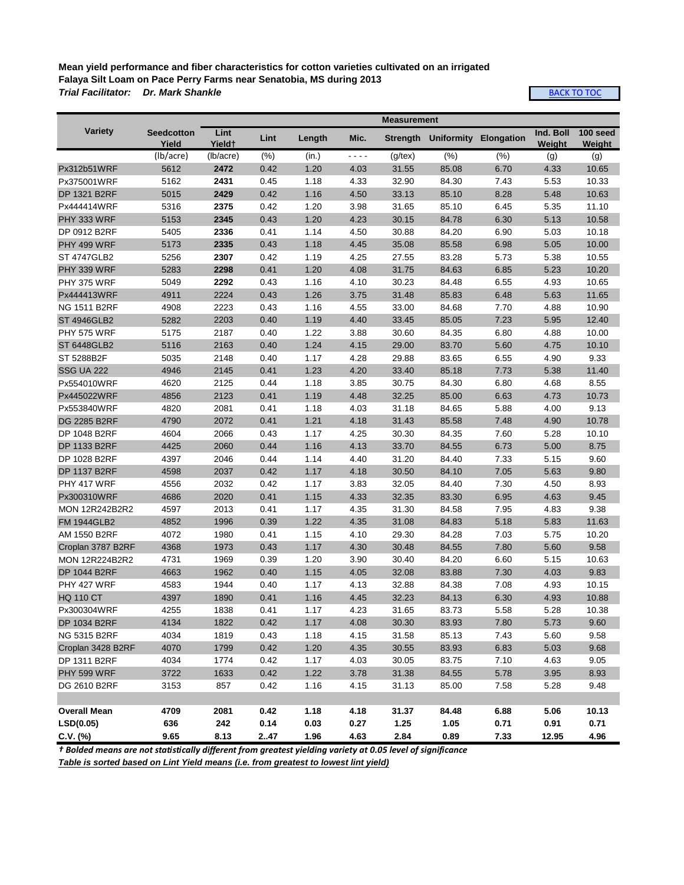**Mean yield performance and fiber characteristics for cotton varieties cultivated on an irrigated Falaya Silt Loam on Pace Perry Farms near Senatobia, MS during 2013**

***Trial Facilitator: Dr. Mark Shankle***

BACK TO TOC

| Variety | Seedcotton Yield | Lint Yield† | Lint | Length | Mic. | Strength | Uniformity | Elongation | Ind. Boll Weight | 100 seed Weight |
|---|---|---|---|---|---|---|---|---|---|---|
| | (lb/acre) | (lb/acre) | (%) | (in.) | - - - - | (g/tex) | (%) | (%) | (g) | (g) |
| Px312b51WRF | 5612 | **2472** | 0.42 | 1.20 | 4.03 | 31.55 | 85.08 | 6.70 | 4.33 | 10.65 |
| Px375001WRF | 5162 | **2431** | 0.45 | 1.18 | 4.33 | 32.90 | 84.30 | 7.43 | 5.53 | 10.33 |
| DP 1321 B2RF | 5015 | **2429** | 0.42 | 1.16 | 4.50 | 33.13 | 85.10 | 8.28 | 5.48 | 10.63 |
| Px444414WRF | 5316 | **2375** | 0.42 | 1.20 | 3.98 | 31.65 | 85.10 | 6.45 | 5.35 | 11.10 |
| PHY 333 WRF | 5153 | **2345** | 0.43 | 1.20 | 4.23 | 30.15 | 84.78 | 6.30 | 5.13 | 10.58 |
| DP 0912 B2RF | 5405 | **2336** | 0.41 | 1.14 | 4.50 | 30.88 | 84.20 | 6.90 | 5.03 | 10.18 |
| PHY 499 WRF | 5173 | **2335** | 0.43 | 1.18 | 4.45 | 35.08 | 85.58 | 6.98 | 5.05 | 10.00 |
| ST 4747GLB2 | 5256 | **2307** | 0.42 | 1.19 | 4.25 | 27.55 | 83.28 | 5.73 | 5.38 | 10.55 |
| PHY 339 WRF | 5283 | **2298** | 0.41 | 1.20 | 4.08 | 31.75 | 84.63 | 6.85 | 5.23 | 10.20 |
| PHY 375 WRF | 5049 | **2292** | 0.43 | 1.16 | 4.10 | 30.23 | 84.48 | 6.55 | 4.93 | 10.65 |
| Px444413WRF | 4911 | 2224 | 0.43 | 1.26 | 3.75 | 31.48 | 85.83 | 6.48 | 5.63 | 11.65 |
| NG 1511 B2RF | 4908 | 2223 | 0.43 | 1.16 | 4.55 | 33.00 | 84.68 | 7.70 | 4.88 | 10.90 |
| ST 4946GLB2 | 5282 | 2203 | 0.40 | 1.19 | 4.40 | 33.45 | 85.05 | 7.23 | 5.95 | 12.40 |
| PHY 575 WRF | 5175 | 2187 | 0.40 | 1.22 | 3.88 | 30.60 | 84.35 | 6.80 | 4.88 | 10.00 |
| ST 6448GLB2 | 5116 | 2163 | 0.40 | 1.24 | 4.15 | 29.00 | 83.70 | 5.60 | 4.75 | 10.10 |
| ST 5288B2F | 5035 | 2148 | 0.40 | 1.17 | 4.28 | 29.88 | 83.65 | 6.55 | 4.90 | 9.33 |
| SSG UA 222 | 4946 | 2145 | 0.41 | 1.23 | 4.20 | 33.40 | 85.18 | 7.73 | 5.38 | 11.40 |
| Px554010WRF | 4620 | 2125 | 0.44 | 1.18 | 3.85 | 30.75 | 84.30 | 6.80 | 4.68 | 8.55 |
| Px445022WRF | 4856 | 2123 | 0.41 | 1.19 | 4.48 | 32.25 | 85.00 | 6.63 | 4.73 | 10.73 |
| Px553840WRF | 4820 | 2081 | 0.41 | 1.18 | 4.03 | 31.18 | 84.65 | 5.88 | 4.00 | 9.13 |
| DG 2285 B2RF | 4790 | 2072 | 0.41 | 1.21 | 4.18 | 31.43 | 85.58 | 7.48 | 4.90 | 10.78 |
| DP 1048 B2RF | 4604 | 2066 | 0.43 | 1.17 | 4.25 | 30.30 | 84.35 | 7.60 | 5.28 | 10.10 |
| DP 1133 B2RF | 4425 | 2060 | 0.44 | 1.16 | 4.13 | 33.70 | 84.55 | 6.73 | 5.00 | 8.75 |
| DP 1028 B2RF | 4397 | 2046 | 0.44 | 1.14 | 4.40 | 31.20 | 84.40 | 7.33 | 5.15 | 9.60 |
| DP 1137 B2RF | 4598 | 2037 | 0.42 | 1.17 | 4.18 | 30.50 | 84.10 | 7.05 | 5.63 | 9.80 |
| PHY 417 WRF | 4556 | 2032 | 0.42 | 1.17 | 3.83 | 32.05 | 84.40 | 7.30 | 4.50 | 8.93 |
| Px300310WRF | 4686 | 2020 | 0.41 | 1.15 | 4.33 | 32.35 | 83.30 | 6.95 | 4.63 | 9.45 |
| MON 12R242B2R2 | 4597 | 2013 | 0.41 | 1.17 | 4.35 | 31.30 | 84.58 | 7.95 | 4.83 | 9.38 |
| FM 1944GLB2 | 4852 | 1996 | 0.39 | 1.22 | 4.35 | 31.08 | 84.83 | 5.18 | 5.83 | 11.63 |
| AM 1550 B2RF | 4072 | 1980 | 0.41 | 1.15 | 4.10 | 29.30 | 84.28 | 7.03 | 5.75 | 10.20 |
| Croplan 3787 B2RF | 4368 | 1973 | 0.43 | 1.17 | 4.30 | 30.48 | 84.55 | 7.80 | 5.60 | 9.58 |
| MON 12R224B2R2 | 4731 | 1969 | 0.39 | 1.20 | 3.90 | 30.40 | 84.20 | 6.60 | 5.15 | 10.63 |
| DP 1044 B2RF | 4663 | 1962 | 0.40 | 1.15 | 4.05 | 32.08 | 83.88 | 7.30 | 4.03 | 9.83 |
| PHY 427 WRF | 4583 | 1944 | 0.40 | 1.17 | 4.13 | 32.88 | 84.38 | 7.08 | 4.93 | 10.15 |
| HQ 110 CT | 4397 | 1890 | 0.41 | 1.16 | 4.45 | 32.23 | 84.13 | 6.30 | 4.93 | 10.88 |
| Px300304WRF | 4255 | 1838 | 0.41 | 1.17 | 4.23 | 31.65 | 83.73 | 5.58 | 5.28 | 10.38 |
| DP 1034 B2RF | 4134 | 1822 | 0.42 | 1.17 | 4.08 | 30.30 | 83.93 | 7.80 | 5.73 | 9.60 |
| NG 5315 B2RF | 4034 | 1819 | 0.43 | 1.18 | 4.15 | 31.58 | 85.13 | 7.43 | 5.60 | 9.58 |
| Croplan 3428 B2RF | 4070 | 1799 | 0.42 | 1.20 | 4.35 | 30.55 | 83.93 | 6.83 | 5.03 | 9.68 |
| DP 1311 B2RF | 4034 | 1774 | 0.42 | 1.17 | 4.03 | 30.05 | 83.75 | 7.10 | 4.63 | 9.05 |
| PHY 599 WRF | 3722 | 1633 | 0.42 | 1.22 | 3.78 | 31.38 | 84.55 | 5.78 | 3.95 | 8.93 |
| DG 2610 B2RF | 3153 | 857 | 0.42 | 1.16 | 4.15 | 31.13 | 85.00 | 7.58 | 5.28 | 9.48 |
| | | | | | | | | | | |
| **Overall Mean** | **4709** | **2081** | **0.42** | **1.18** | **4.18** | **31.37** | **84.48** | **6.88** | **5.06** | **10.13** |
| **LSD(0.05)** | **636** | **242** | **0.14** | **0.03** | **0.27** | **1.25** | **1.05** | **0.71** | **0.91** | **0.71** |
| **C.V. (%)** | **9.65** | **8.13** | **2..47** | **1.96** | **4.63** | **2.84** | **0.89** | **7.33** | **12.95** | **4.96** |

***† Bolded means are not statistically different from greatest yielding variety at 0.05 level of significance***

***Table is sorted based on Lint Yield means (i.e. from greatest to lowest lint yield)***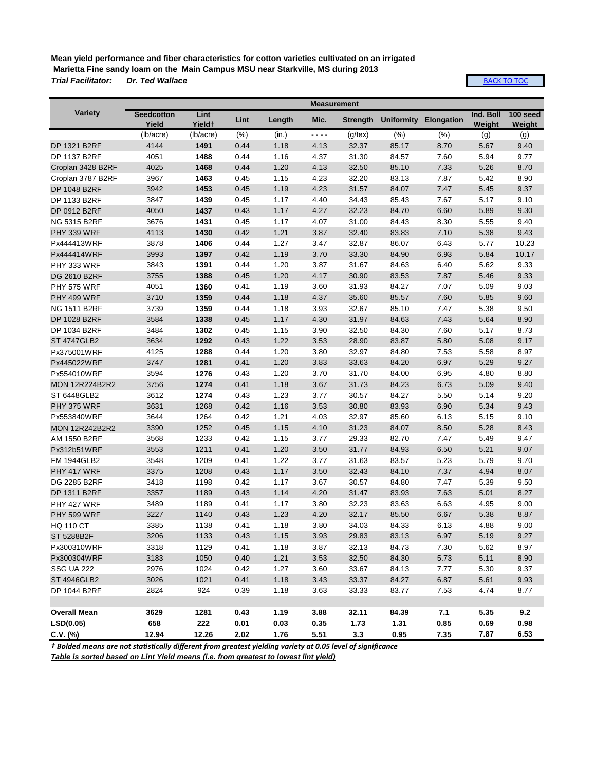**Mean yield performance and fiber characteristics for cotton varieties cultivated on an irrigated Marietta Fine sandy loam on the Main Campus MSU near Starkville, MS during 2013**

***Trial Facilitator: Dr. Ted Wallace***

BACK TO TOC

| Variety | Measurement | | | | | | | | | |
|---|---|---|---|---|---|---|---|---|---|---|
| | Seedcotton Yield | Lint Yield† | Lint | Length | Mic. | Strength | Uniformity | Elongation | Ind. Boll Weight | 100 seed Weight |
| | (lb/acre) | (lb/acre) | (%) | (in.) | - - - - | (g/tex) | (%) | (%) | (g) | (g) |
| DP 1321 B2RF | 4144 | **1491** | 0.44 | 1.18 | 4.13 | 32.37 | 85.17 | 8.70 | 5.67 | 9.40 |
| DP 1137 B2RF | 4051 | **1488** | 0.44 | 1.16 | 4.37 | 31.30 | 84.57 | 7.60 | 5.94 | 9.77 |
| Croplan 3428 B2RF | 4025 | **1468** | 0.44 | 1.20 | 4.13 | 32.50 | 85.10 | 7.33 | 5.26 | 8.70 |
| Croplan 3787 B2RF | 3967 | **1463** | 0.45 | 1.15 | 4.23 | 32.20 | 83.13 | 7.87 | 5.42 | 8.90 |
| DP 1048 B2RF | 3942 | **1453** | 0.45 | 1.19 | 4.23 | 31.57 | 84.07 | 7.47 | 5.45 | 9.37 |
| DP 1133 B2RF | 3847 | **1439** | 0.45 | 1.17 | 4.40 | 34.43 | 85.43 | 7.67 | 5.17 | 9.10 |
| DP 0912 B2RF | 4050 | **1437** | 0.43 | 1.17 | 4.27 | 32.23 | 84.70 | 6.60 | 5.89 | 9.30 |
| NG 5315 B2RF | 3676 | **1431** | 0.45 | 1.17 | 4.07 | 31.00 | 84.43 | 8.30 | 5.55 | 9.40 |
| PHY 339 WRF | 4113 | **1430** | 0.42 | 1.21 | 3.87 | 32.40 | 83.83 | 7.10 | 5.38 | 9.43 |
| Px444413WRF | 3878 | **1406** | 0.44 | 1.27 | 3.47 | 32.87 | 86.07 | 6.43 | 5.77 | 10.23 |
| Px444414WRF | 3993 | **1397** | 0.42 | 1.19 | 3.70 | 33.30 | 84.90 | 6.93 | 5.84 | 10.17 |
| PHY 333 WRF | 3843 | **1391** | 0.44 | 1.20 | 3.87 | 31.67 | 84.63 | 6.40 | 5.62 | 9.33 |
| DG 2610 B2RF | 3755 | **1388** | 0.45 | 1.20 | 4.17 | 30.90 | 83.53 | 7.87 | 5.46 | 9.33 |
| PHY 575 WRF | 4051 | **1360** | 0.41 | 1.19 | 3.60 | 31.93 | 84.27 | 7.07 | 5.09 | 9.03 |
| PHY 499 WRF | 3710 | **1359** | 0.44 | 1.18 | 4.37 | 35.60 | 85.57 | 7.60 | 5.85 | 9.60 |
| NG 1511 B2RF | 3739 | **1359** | 0.44 | 1.18 | 3.93 | 32.67 | 85.10 | 7.47 | 5.38 | 9.50 |
| DP 1028 B2RF | 3584 | **1338** | 0.45 | 1.17 | 4.30 | 31.97 | 84.63 | 7.43 | 5.64 | 8.90 |
| DP 1034 B2RF | 3484 | **1302** | 0.45 | 1.15 | 3.90 | 32.50 | 84.30 | 7.60 | 5.17 | 8.73 |
| ST 4747GLB2 | 3634 | **1292** | 0.43 | 1.22 | 3.53 | 28.90 | 83.87 | 5.80 | 5.08 | 9.17 |
| Px375001WRF | 4125 | **1288** | 0.44 | 1.20 | 3.80 | 32.97 | 84.80 | 7.53 | 5.58 | 8.97 |
| Px445022WRF | 3747 | **1281** | 0.41 | 1.20 | 3.83 | 33.63 | 84.20 | 6.97 | 5.29 | 9.27 |
| Px554010WRF | 3594 | **1276** | 0.43 | 1.20 | 3.70 | 31.70 | 84.00 | 6.95 | 4.80 | 8.80 |
| MON 12R224B2R2 | 3756 | **1274** | 0.41 | 1.18 | 3.67 | 31.73 | 84.23 | 6.73 | 5.09 | 9.40 |
| ST 6448GLB2 | 3612 | **1274** | 0.43 | 1.23 | 3.77 | 30.57 | 84.27 | 5.50 | 5.14 | 9.20 |
| PHY 375 WRF | 3631 | 1268 | 0.42 | 1.16 | 3.53 | 30.80 | 83.93 | 6.90 | 5.34 | 9.43 |
| Px553840WRF | 3644 | 1264 | 0.42 | 1.21 | 4.03 | 32.97 | 85.60 | 6.13 | 5.15 | 9.10 |
| MON 12R242B2R2 | 3390 | 1252 | 0.45 | 1.15 | 4.10 | 31.23 | 84.07 | 8.50 | 5.28 | 8.43 |
| AM 1550 B2RF | 3568 | 1233 | 0.42 | 1.15 | 3.77 | 29.33 | 82.70 | 7.47 | 5.49 | 9.47 |
| Px312b51WRF | 3553 | 1211 | 0.41 | 1.20 | 3.50 | 31.77 | 84.93 | 6.50 | 5.21 | 9.07 |
| FM 1944GLB2 | 3548 | 1209 | 0.41 | 1.22 | 3.77 | 31.63 | 83.57 | 5.23 | 5.79 | 9.70 |
| PHY 417 WRF | 3375 | 1208 | 0.43 | 1.17 | 3.50 | 32.43 | 84.10 | 7.37 | 4.94 | 8.07 |
| DG 2285 B2RF | 3418 | 1198 | 0.42 | 1.17 | 3.67 | 30.57 | 84.80 | 7.47 | 5.39 | 9.50 |
| DP 1311 B2RF | 3357 | 1189 | 0.43 | 1.14 | 4.20 | 31.47 | 83.93 | 7.63 | 5.01 | 8.27 |
| PHY 427 WRF | 3489 | 1189 | 0.41 | 1.17 | 3.80 | 32.23 | 83.63 | 6.63 | 4.95 | 9.00 |
| PHY 599 WRF | 3227 | 1140 | 0.43 | 1.23 | 4.20 | 32.17 | 85.50 | 6.67 | 5.38 | 8.87 |
| HQ 110 CT | 3385 | 1138 | 0.41 | 1.18 | 3.80 | 34.03 | 84.33 | 6.13 | 4.88 | 9.00 |
| ST 5288B2F | 3206 | 1133 | 0.43 | 1.15 | 3.93 | 29.83 | 83.13 | 6.97 | 5.19 | 9.27 |
| Px300310WRF | 3318 | 1129 | 0.41 | 1.18 | 3.87 | 32.13 | 84.73 | 7.30 | 5.62 | 8.97 |
| Px300304WRF | 3183 | 1050 | 0.40 | 1.21 | 3.53 | 32.50 | 84.30 | 5.73 | 5.11 | 8.90 |
| SSG UA 222 | 2976 | 1024 | 0.42 | 1.27 | 3.60 | 33.67 | 84.13 | 7.77 | 5.30 | 9.37 |
| ST 4946GLB2 | 3026 | 1021 | 0.41 | 1.18 | 3.43 | 33.37 | 84.27 | 6.87 | 5.61 | 9.93 |
| DP 1044 B2RF | 2824 | 924 | 0.39 | 1.18 | 3.63 | 33.33 | 83.77 | 7.53 | 4.74 | 8.77 |
| | | | | | | | | | | |
| **Overall Mean** | **3629** | **1281** | **0.43** | **1.19** | **3.88** | **32.11** | **84.39** | **7.1** | **5.35** | **9.2** |
| **LSD(0.05)** | **658** | **222** | **0.01** | **0.03** | **0.35** | **1.73** | **1.31** | **0.85** | **0.69** | **0.98** |
| **C.V. (%)** | **12.94** | **12.26** | **2.02** | **1.76** | **5.51** | **3.3** | **0.95** | **7.35** | **7.87** | **6.53** |

***† Bolded means are not statistically different from greatest yielding variety at 0.05 level of significance***

***Table is sorted based on Lint Yield means (i.e. from greatest to lowest lint yield)***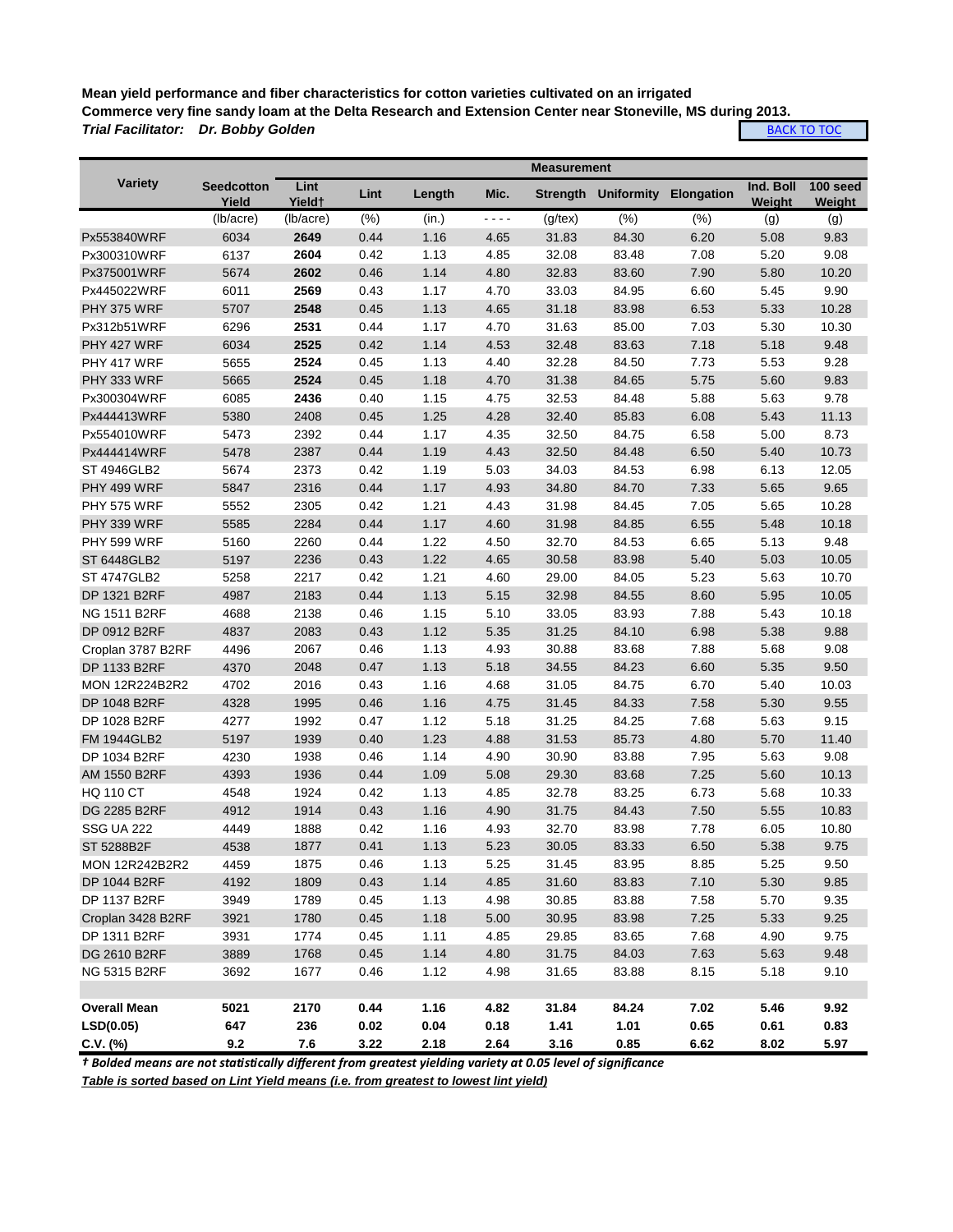**Mean yield performance and fiber characteristics for cotton varieties cultivated on an irrigated Commerce very fine sandy loam at the Delta Research and Extension Center near Stoneville, MS during 2013.**

***Trial Facilitator: Dr. Bobby Golden***

BACK TO TOC

| Variety | Seedcotton Yield | Lint Yield† | Lint | Length | Mic. | Strength | Uniformity | Elongation | Ind. Boll Weight | 100 seed Weight |
|---|---|---|---|---|---|---|---|---|---|---|
| | (lb/acre) | (lb/acre) | (%) | (in.) | - - - - | (g/tex) | (%) | (%) | (g) | (g) |
| Px553840WRF | 6034 | **2649** | 0.44 | 1.16 | 4.65 | 31.83 | 84.30 | 6.20 | 5.08 | 9.83 |
| Px300310WRF | 6137 | **2604** | 0.42 | 1.13 | 4.85 | 32.08 | 83.48 | 7.08 | 5.20 | 9.08 |
| Px375001WRF | 5674 | **2602** | 0.46 | 1.14 | 4.80 | 32.83 | 83.60 | 7.90 | 5.80 | 10.20 |
| Px445022WRF | 6011 | **2569** | 0.43 | 1.17 | 4.70 | 33.03 | 84.95 | 6.60 | 5.45 | 9.90 |
| PHY 375 WRF | 5707 | **2548** | 0.45 | 1.13 | 4.65 | 31.18 | 83.98 | 6.53 | 5.33 | 10.28 |
| Px312b51WRF | 6296 | **2531** | 0.44 | 1.17 | 4.70 | 31.63 | 85.00 | 7.03 | 5.30 | 10.30 |
| PHY 427 WRF | 6034 | **2525** | 0.42 | 1.14 | 4.53 | 32.48 | 83.63 | 7.18 | 5.18 | 9.48 |
| PHY 417 WRF | 5655 | **2524** | 0.45 | 1.13 | 4.40 | 32.28 | 84.50 | 7.73 | 5.53 | 9.28 |
| PHY 333 WRF | 5665 | **2524** | 0.45 | 1.18 | 4.70 | 31.38 | 84.65 | 5.75 | 5.60 | 9.83 |
| Px300304WRF | 6085 | **2436** | 0.40 | 1.15 | 4.75 | 32.53 | 84.48 | 5.88 | 5.63 | 9.78 |
| Px444413WRF | 5380 | 2408 | 0.45 | 1.25 | 4.28 | 32.40 | 85.83 | 6.08 | 5.43 | 11.13 |
| Px554010WRF | 5473 | 2392 | 0.44 | 1.17 | 4.35 | 32.50 | 84.75 | 6.58 | 5.00 | 8.73 |
| Px444414WRF | 5478 | 2387 | 0.44 | 1.19 | 4.43 | 32.50 | 84.48 | 6.50 | 5.40 | 10.73 |
| ST 4946GLB2 | 5674 | 2373 | 0.42 | 1.19 | 5.03 | 34.03 | 84.53 | 6.98 | 6.13 | 12.05 |
| PHY 499 WRF | 5847 | 2316 | 0.44 | 1.17 | 4.93 | 34.80 | 84.70 | 7.33 | 5.65 | 9.65 |
| PHY 575 WRF | 5552 | 2305 | 0.42 | 1.21 | 4.43 | 31.98 | 84.45 | 7.05 | 5.65 | 10.28 |
| PHY 339 WRF | 5585 | 2284 | 0.44 | 1.17 | 4.60 | 31.98 | 84.85 | 6.55 | 5.48 | 10.18 |
| PHY 599 WRF | 5160 | 2260 | 0.44 | 1.22 | 4.50 | 32.70 | 84.53 | 6.65 | 5.13 | 9.48 |
| ST 6448GLB2 | 5197 | 2236 | 0.43 | 1.22 | 4.65 | 30.58 | 83.98 | 5.40 | 5.03 | 10.05 |
| ST 4747GLB2 | 5258 | 2217 | 0.42 | 1.21 | 4.60 | 29.00 | 84.05 | 5.23 | 5.63 | 10.70 |
| DP 1321 B2RF | 4987 | 2183 | 0.44 | 1.13 | 5.15 | 32.98 | 84.55 | 8.60 | 5.95 | 10.05 |
| NG 1511 B2RF | 4688 | 2138 | 0.46 | 1.15 | 5.10 | 33.05 | 83.93 | 7.88 | 5.43 | 10.18 |
| DP 0912 B2RF | 4837 | 2083 | 0.43 | 1.12 | 5.35 | 31.25 | 84.10 | 6.98 | 5.38 | 9.88 |
| Croplan 3787 B2RF | 4496 | 2067 | 0.46 | 1.13 | 4.93 | 30.88 | 83.68 | 7.88 | 5.68 | 9.08 |
| DP 1133 B2RF | 4370 | 2048 | 0.47 | 1.13 | 5.18 | 34.55 | 84.23 | 6.60 | 5.35 | 9.50 |
| MON 12R224B2R2 | 4702 | 2016 | 0.43 | 1.16 | 4.68 | 31.05 | 84.75 | 6.70 | 5.40 | 10.03 |
| DP 1048 B2RF | 4328 | 1995 | 0.46 | 1.16 | 4.75 | 31.45 | 84.33 | 7.58 | 5.30 | 9.55 |
| DP 1028 B2RF | 4277 | 1992 | 0.47 | 1.12 | 5.18 | 31.25 | 84.25 | 7.68 | 5.63 | 9.15 |
| FM 1944GLB2 | 5197 | 1939 | 0.40 | 1.23 | 4.88 | 31.53 | 85.73 | 4.80 | 5.70 | 11.40 |
| DP 1034 B2RF | 4230 | 1938 | 0.46 | 1.14 | 4.90 | 30.90 | 83.88 | 7.95 | 5.63 | 9.08 |
| AM 1550 B2RF | 4393 | 1936 | 0.44 | 1.09 | 5.08 | 29.30 | 83.68 | 7.25 | 5.60 | 10.13 |
| HQ 110 CT | 4548 | 1924 | 0.42 | 1.13 | 4.85 | 32.78 | 83.25 | 6.73 | 5.68 | 10.33 |
| DG 2285 B2RF | 4912 | 1914 | 0.43 | 1.16 | 4.90 | 31.75 | 84.43 | 7.50 | 5.55 | 10.83 |
| SSG UA 222 | 4449 | 1888 | 0.42 | 1.16 | 4.93 | 32.70 | 83.98 | 7.78 | 6.05 | 10.80 |
| ST 5288B2F | 4538 | 1877 | 0.41 | 1.13 | 5.23 | 30.05 | 83.33 | 6.50 | 5.38 | 9.75 |
| MON 12R242B2R2 | 4459 | 1875 | 0.46 | 1.13 | 5.25 | 31.45 | 83.95 | 8.85 | 5.25 | 9.50 |
| DP 1044 B2RF | 4192 | 1809 | 0.43 | 1.14 | 4.85 | 31.60 | 83.83 | 7.10 | 5.30 | 9.85 |
| DP 1137 B2RF | 3949 | 1789 | 0.45 | 1.13 | 4.98 | 30.85 | 83.88 | 7.58 | 5.70 | 9.35 |
| Croplan 3428 B2RF | 3921 | 1780 | 0.45 | 1.18 | 5.00 | 30.95 | 83.98 | 7.25 | 5.33 | 9.25 |
| DP 1311 B2RF | 3931 | 1774 | 0.45 | 1.11 | 4.85 | 29.85 | 83.65 | 7.68 | 4.90 | 9.75 |
| DG 2610 B2RF | 3889 | 1768 | 0.45 | 1.14 | 4.80 | 31.75 | 84.03 | 7.63 | 5.63 | 9.48 |
| NG 5315 B2RF | 3692 | 1677 | 0.46 | 1.12 | 4.98 | 31.65 | 83.88 | 8.15 | 5.18 | 9.10 |
| **Overall Mean** | **5021** | **2170** | **0.44** | **1.16** | **4.82** | **31.84** | **84.24** | **7.02** | **5.46** | **9.92** |
| **LSD(0.05)** | **647** | **236** | **0.02** | **0.04** | **0.18** | **1.41** | **1.01** | **0.65** | **0.61** | **0.83** |
| **C.V. (%)** | **9.2** | **7.6** | **3.22** | **2.18** | **2.64** | **3.16** | **0.85** | **6.62** | **8.02** | **5.97** |

***† Bolded means are not statistically different from greatest yielding variety at 0.05 level of significance***

***Table is sorted based on Lint Yield means (i.e. from greatest to lowest lint yield)***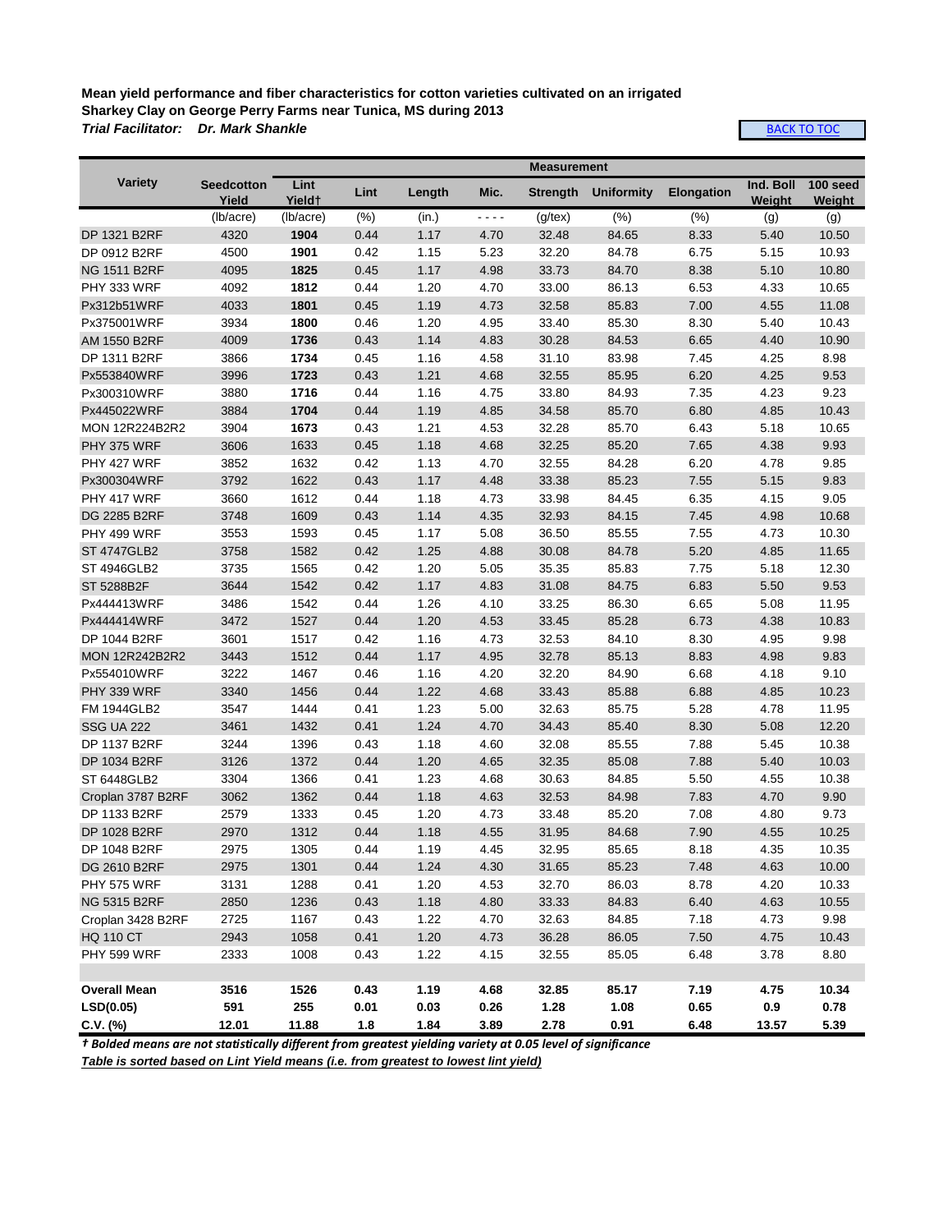**Mean yield performance and fiber characteristics for cotton varieties cultivated on an irrigated Sharkey Clay on George Perry Farms near Tunica, MS during 2013**

***Trial Facilitator: Dr. Mark Shankle***

BACK TO TOC

| Variety | Seedcotton Yield | Lint Yield† | Lint | Length | Mic. | Strength | Uniformity | Elongation | Ind. Boll Weight | 100 seed Weight |
|---|---|---|---|---|---|---|---|---|---|---|
| | (lb/acre) | (lb/acre) | (%) | (in.) | - - - - | (g/tex) | (%) | (%) | (g) | (g) |
| DP 1321 B2RF | 4320 | **1904** | 0.44 | 1.17 | 4.70 | 32.48 | 84.65 | 8.33 | 5.40 | 10.50 |
| DP 0912 B2RF | 4500 | **1901** | 0.42 | 1.15 | 5.23 | 32.20 | 84.78 | 6.75 | 5.15 | 10.93 |
| NG 1511 B2RF | 4095 | **1825** | 0.45 | 1.17 | 4.98 | 33.73 | 84.70 | 8.38 | 5.10 | 10.80 |
| PHY 333 WRF | 4092 | **1812** | 0.44 | 1.20 | 4.70 | 33.00 | 86.13 | 6.53 | 4.33 | 10.65 |
| Px312b51WRF | 4033 | **1801** | 0.45 | 1.19 | 4.73 | 32.58 | 85.83 | 7.00 | 4.55 | 11.08 |
| Px375001WRF | 3934 | **1800** | 0.46 | 1.20 | 4.95 | 33.40 | 85.30 | 8.30 | 5.40 | 10.43 |
| AM 1550 B2RF | 4009 | **1736** | 0.43 | 1.14 | 4.83 | 30.28 | 84.53 | 6.65 | 4.40 | 10.90 |
| DP 1311 B2RF | 3866 | **1734** | 0.45 | 1.16 | 4.58 | 31.10 | 83.98 | 7.45 | 4.25 | 8.98 |
| Px553840WRF | 3996 | **1723** | 0.43 | 1.21 | 4.68 | 32.55 | 85.95 | 6.20 | 4.25 | 9.53 |
| Px300310WRF | 3880 | **1716** | 0.44 | 1.16 | 4.75 | 33.80 | 84.93 | 7.35 | 4.23 | 9.23 |
| Px445022WRF | 3884 | **1704** | 0.44 | 1.19 | 4.85 | 34.58 | 85.70 | 6.80 | 4.85 | 10.43 |
| MON 12R224B2R2 | 3904 | **1673** | 0.43 | 1.21 | 4.53 | 32.28 | 85.70 | 6.43 | 5.18 | 10.65 |
| PHY 375 WRF | 3606 | 1633 | 0.45 | 1.18 | 4.68 | 32.25 | 85.20 | 7.65 | 4.38 | 9.93 |
| PHY 427 WRF | 3852 | 1632 | 0.42 | 1.13 | 4.70 | 32.55 | 84.28 | 6.20 | 4.78 | 9.85 |
| Px300304WRF | 3792 | 1622 | 0.43 | 1.17 | 4.48 | 33.38 | 85.23 | 7.55 | 5.15 | 9.83 |
| PHY 417 WRF | 3660 | 1612 | 0.44 | 1.18 | 4.73 | 33.98 | 84.45 | 6.35 | 4.15 | 9.05 |
| DG 2285 B2RF | 3748 | 1609 | 0.43 | 1.14 | 4.35 | 32.93 | 84.15 | 7.45 | 4.98 | 10.68 |
| PHY 499 WRF | 3553 | 1593 | 0.45 | 1.17 | 5.08 | 36.50 | 85.55 | 7.55 | 4.73 | 10.30 |
| ST 4747GLB2 | 3758 | 1582 | 0.42 | 1.25 | 4.88 | 30.08 | 84.78 | 5.20 | 4.85 | 11.65 |
| ST 4946GLB2 | 3735 | 1565 | 0.42 | 1.20 | 5.05 | 35.35 | 85.83 | 7.75 | 5.18 | 12.30 |
| ST 5288B2F | 3644 | 1542 | 0.42 | 1.17 | 4.83 | 31.08 | 84.75 | 6.83 | 5.50 | 9.53 |
| Px444413WRF | 3486 | 1542 | 0.44 | 1.26 | 4.10 | 33.25 | 86.30 | 6.65 | 5.08 | 11.95 |
| Px444414WRF | 3472 | 1527 | 0.44 | 1.20 | 4.53 | 33.45 | 85.28 | 6.73 | 4.38 | 10.83 |
| DP 1044 B2RF | 3601 | 1517 | 0.42 | 1.16 | 4.73 | 32.53 | 84.10 | 8.30 | 4.95 | 9.98 |
| MON 12R242B2R2 | 3443 | 1512 | 0.44 | 1.17 | 4.95 | 32.78 | 85.13 | 8.83 | 4.98 | 9.83 |
| Px554010WRF | 3222 | 1467 | 0.46 | 1.16 | 4.20 | 32.20 | 84.90 | 6.68 | 4.18 | 9.10 |
| PHY 339 WRF | 3340 | 1456 | 0.44 | 1.22 | 4.68 | 33.43 | 85.88 | 6.88 | 4.85 | 10.23 |
| FM 1944GLB2 | 3547 | 1444 | 0.41 | 1.23 | 5.00 | 32.63 | 85.75 | 5.28 | 4.78 | 11.95 |
| SSG UA 222 | 3461 | 1432 | 0.41 | 1.24 | 4.70 | 34.43 | 85.40 | 8.30 | 5.08 | 12.20 |
| DP 1137 B2RF | 3244 | 1396 | 0.43 | 1.18 | 4.60 | 32.08 | 85.55 | 7.88 | 5.45 | 10.38 |
| DP 1034 B2RF | 3126 | 1372 | 0.44 | 1.20 | 4.65 | 32.35 | 85.08 | 7.88 | 5.40 | 10.03 |
| ST 6448GLB2 | 3304 | 1366 | 0.41 | 1.23 | 4.68 | 30.63 | 84.85 | 5.50 | 4.55 | 10.38 |
| Croplan 3787 B2RF | 3062 | 1362 | 0.44 | 1.18 | 4.63 | 32.53 | 84.98 | 7.83 | 4.70 | 9.90 |
| DP 1133 B2RF | 2579 | 1333 | 0.45 | 1.20 | 4.73 | 33.48 | 85.20 | 7.08 | 4.80 | 9.73 |
| DP 1028 B2RF | 2970 | 1312 | 0.44 | 1.18 | 4.55 | 31.95 | 84.68 | 7.90 | 4.55 | 10.25 |
| DP 1048 B2RF | 2975 | 1305 | 0.44 | 1.19 | 4.45 | 32.95 | 85.65 | 8.18 | 4.35 | 10.35 |
| DG 2610 B2RF | 2975 | 1301 | 0.44 | 1.24 | 4.30 | 31.65 | 85.23 | 7.48 | 4.63 | 10.00 |
| PHY 575 WRF | 3131 | 1288 | 0.41 | 1.20 | 4.53 | 32.70 | 86.03 | 8.78 | 4.20 | 10.33 |
| NG 5315 B2RF | 2850 | 1236 | 0.43 | 1.18 | 4.80 | 33.33 | 84.83 | 6.40 | 4.63 | 10.55 |
| Croplan 3428 B2RF | 2725 | 1167 | 0.43 | 1.22 | 4.70 | 32.63 | 84.85 | 7.18 | 4.73 | 9.98 |
| HQ 110 CT | 2943 | 1058 | 0.41 | 1.20 | 4.73 | 36.28 | 86.05 | 7.50 | 4.75 | 10.43 |
| PHY 599 WRF | 2333 | 1008 | 0.43 | 1.22 | 4.15 | 32.55 | 85.05 | 6.48 | 3.78 | 8.80 |
| **Overall Mean** | **3516** | **1526** | **0.43** | **1.19** | **4.68** | **32.85** | **85.17** | **7.19** | **4.75** | **10.34** |
| **LSD(0.05)** | **591** | **255** | **0.01** | **0.03** | **0.26** | **1.28** | **1.08** | **0.65** | **0.9** | **0.78** |
| **C.V. (%)** | **12.01** | **11.88** | **1.8** | **1.84** | **3.89** | **2.78** | **0.91** | **6.48** | **13.57** | **5.39** |

***† Bolded means are not statistically different from greatest yielding variety at 0.05 level of significance***

***Table is sorted based on Lint Yield means (i.e. from greatest to lowest lint yield)***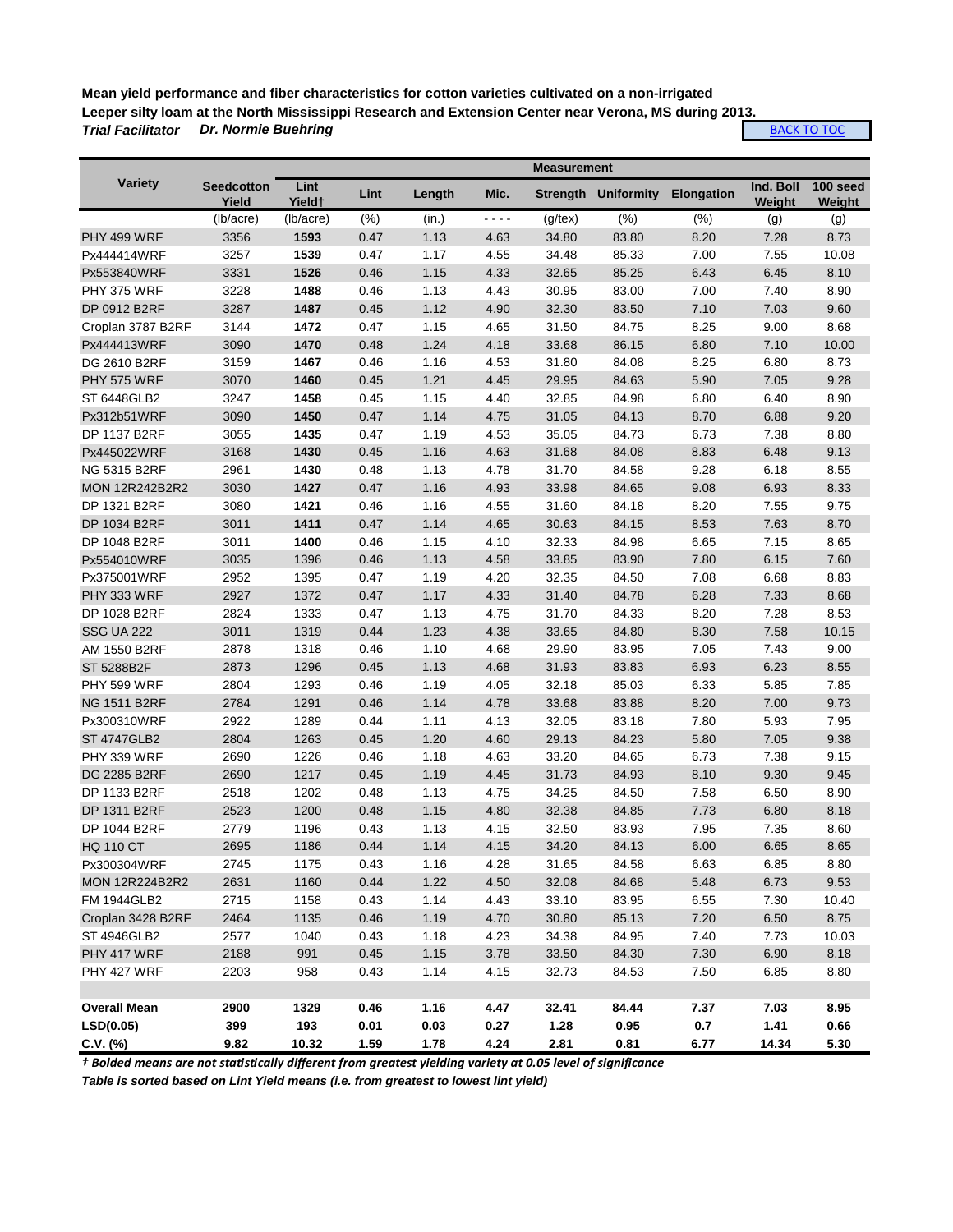**Mean yield performance and fiber characteristics for cotton varieties cultivated on a non-irrigated Leeper silty loam at the North Mississippi Research and Extension Center near Verona, MS during 2013.**

***Trial Facilitator Dr. Normie Buehring***

BACK TO TOC

| Variety | Seedcotton Yield | Lint Yield† | Lint | Length | Mic. | Strength | Uniformity | Elongation | Ind. Boll Weight | 100 seed Weight |
|---|---|---|---|---|---|---|---|---|---|---|
| | (lb/acre) | (lb/acre) | (%) | (in.) | - - - - | (g/tex) | (%) | (%) | (g) | (g) |
| PHY 499 WRF | 3356 | **1593** | 0.47 | 1.13 | 4.63 | 34.80 | 83.80 | 8.20 | 7.28 | 8.73 |
| Px444414WRF | 3257 | **1539** | 0.47 | 1.17 | 4.55 | 34.48 | 85.33 | 7.00 | 7.55 | 10.08 |
| Px553840WRF | 3331 | **1526** | 0.46 | 1.15 | 4.33 | 32.65 | 85.25 | 6.43 | 6.45 | 8.10 |
| PHY 375 WRF | 3228 | **1488** | 0.46 | 1.13 | 4.43 | 30.95 | 83.00 | 7.00 | 7.40 | 8.90 |
| DP 0912 B2RF | 3287 | **1487** | 0.45 | 1.12 | 4.90 | 32.30 | 83.50 | 7.10 | 7.03 | 9.60 |
| Croplan 3787 B2RF | 3144 | **1472** | 0.47 | 1.15 | 4.65 | 31.50 | 84.75 | 8.25 | 9.00 | 8.68 |
| Px444413WRF | 3090 | **1470** | 0.48 | 1.24 | 4.18 | 33.68 | 86.15 | 6.80 | 7.10 | 10.00 |
| DG 2610 B2RF | 3159 | **1467** | 0.46 | 1.16 | 4.53 | 31.80 | 84.08 | 8.25 | 6.80 | 8.73 |
| PHY 575 WRF | 3070 | **1460** | 0.45 | 1.21 | 4.45 | 29.95 | 84.63 | 5.90 | 7.05 | 9.28 |
| ST 6448GLB2 | 3247 | **1458** | 0.45 | 1.15 | 4.40 | 32.85 | 84.98 | 6.80 | 6.40 | 8.90 |
| Px312b51WRF | 3090 | **1450** | 0.47 | 1.14 | 4.75 | 31.05 | 84.13 | 8.70 | 6.88 | 9.20 |
| DP 1137 B2RF | 3055 | **1435** | 0.47 | 1.19 | 4.53 | 35.05 | 84.73 | 6.73 | 7.38 | 8.80 |
| Px445022WRF | 3168 | **1430** | 0.45 | 1.16 | 4.63 | 31.68 | 84.08 | 8.83 | 6.48 | 9.13 |
| NG 5315 B2RF | 2961 | **1430** | 0.48 | 1.13 | 4.78 | 31.70 | 84.58 | 9.28 | 6.18 | 8.55 |
| MON 12R242B2R2 | 3030 | **1427** | 0.47 | 1.16 | 4.93 | 33.98 | 84.65 | 9.08 | 6.93 | 8.33 |
| DP 1321 B2RF | 3080 | **1421** | 0.46 | 1.16 | 4.55 | 31.60 | 84.18 | 8.20 | 7.55 | 9.75 |
| DP 1034 B2RF | 3011 | **1411** | 0.47 | 1.14 | 4.65 | 30.63 | 84.15 | 8.53 | 7.63 | 8.70 |
| DP 1048 B2RF | 3011 | **1400** | 0.46 | 1.15 | 4.10 | 32.33 | 84.98 | 6.65 | 7.15 | 8.65 |
| Px554010WRF | 3035 | 1396 | 0.46 | 1.13 | 4.58 | 33.85 | 83.90 | 7.80 | 6.15 | 7.60 |
| Px375001WRF | 2952 | 1395 | 0.47 | 1.19 | 4.20 | 32.35 | 84.50 | 7.08 | 6.68 | 8.83 |
| PHY 333 WRF | 2927 | 1372 | 0.47 | 1.17 | 4.33 | 31.40 | 84.78 | 6.28 | 7.33 | 8.68 |
| DP 1028 B2RF | 2824 | 1333 | 0.47 | 1.13 | 4.75 | 31.70 | 84.33 | 8.20 | 7.28 | 8.53 |
| SSG UA 222 | 3011 | 1319 | 0.44 | 1.23 | 4.38 | 33.65 | 84.80 | 8.30 | 7.58 | 10.15 |
| AM 1550 B2RF | 2878 | 1318 | 0.46 | 1.10 | 4.68 | 29.90 | 83.95 | 7.05 | 7.43 | 9.00 |
| ST 5288B2F | 2873 | 1296 | 0.45 | 1.13 | 4.68 | 31.93 | 83.83 | 6.93 | 6.23 | 8.55 |
| PHY 599 WRF | 2804 | 1293 | 0.46 | 1.19 | 4.05 | 32.18 | 85.03 | 6.33 | 5.85 | 7.85 |
| NG 1511 B2RF | 2784 | 1291 | 0.46 | 1.14 | 4.78 | 33.68 | 83.88 | 8.20 | 7.00 | 9.73 |
| Px300310WRF | 2922 | 1289 | 0.44 | 1.11 | 4.13 | 32.05 | 83.18 | 7.80 | 5.93 | 7.95 |
| ST 4747GLB2 | 2804 | 1263 | 0.45 | 1.20 | 4.60 | 29.13 | 84.23 | 5.80 | 7.05 | 9.38 |
| PHY 339 WRF | 2690 | 1226 | 0.46 | 1.18 | 4.63 | 33.20 | 84.65 | 6.73 | 7.38 | 9.15 |
| DG 2285 B2RF | 2690 | 1217 | 0.45 | 1.19 | 4.45 | 31.73 | 84.93 | 8.10 | 9.30 | 9.45 |
| DP 1133 B2RF | 2518 | 1202 | 0.48 | 1.13 | 4.75 | 34.25 | 84.50 | 7.58 | 6.50 | 8.90 |
| DP 1311 B2RF | 2523 | 1200 | 0.48 | 1.15 | 4.80 | 32.38 | 84.85 | 7.73 | 6.80 | 8.18 |
| DP 1044 B2RF | 2779 | 1196 | 0.43 | 1.13 | 4.15 | 32.50 | 83.93 | 7.95 | 7.35 | 8.60 |
| HQ 110 CT | 2695 | 1186 | 0.44 | 1.14 | 4.15 | 34.20 | 84.13 | 6.00 | 6.65 | 8.65 |
| Px300304WRF | 2745 | 1175 | 0.43 | 1.16 | 4.28 | 31.65 | 84.58 | 6.63 | 6.85 | 8.80 |
| MON 12R224B2R2 | 2631 | 1160 | 0.44 | 1.22 | 4.50 | 32.08 | 84.68 | 5.48 | 6.73 | 9.53 |
| FM 1944GLB2 | 2715 | 1158 | 0.43 | 1.14 | 4.43 | 33.10 | 83.95 | 6.55 | 7.30 | 10.40 |
| Croplan 3428 B2RF | 2464 | 1135 | 0.46 | 1.19 | 4.70 | 30.80 | 85.13 | 7.20 | 6.50 | 8.75 |
| ST 4946GLB2 | 2577 | 1040 | 0.43 | 1.18 | 4.23 | 34.38 | 84.95 | 7.40 | 7.73 | 10.03 |
| PHY 417 WRF | 2188 | 991 | 0.45 | 1.15 | 3.78 | 33.50 | 84.30 | 7.30 | 6.90 | 8.18 |
| PHY 427 WRF | 2203 | 958 | 0.43 | 1.14 | 4.15 | 32.73 | 84.53 | 7.50 | 6.85 | 8.80 |
| | | | | | | | | | | |
| **Overall Mean** | **2900** | **1329** | **0.46** | **1.16** | **4.47** | **32.41** | **84.44** | **7.37** | **7.03** | **8.95** |
| **LSD(0.05)** | **399** | **193** | **0.01** | **0.03** | **0.27** | **1.28** | **0.95** | **0.7** | **1.41** | **0.66** |
| **C.V. (%)** | **9.82** | **10.32** | **1.59** | **1.78** | **4.24** | **2.81** | **0.81** | **6.77** | **14.34** | **5.30** |

***† Bolded means are not statistically different from greatest yielding variety at 0.05 level of significance***

***Table is sorted based on Lint Yield means (i.e. from greatest to lowest lint yield)***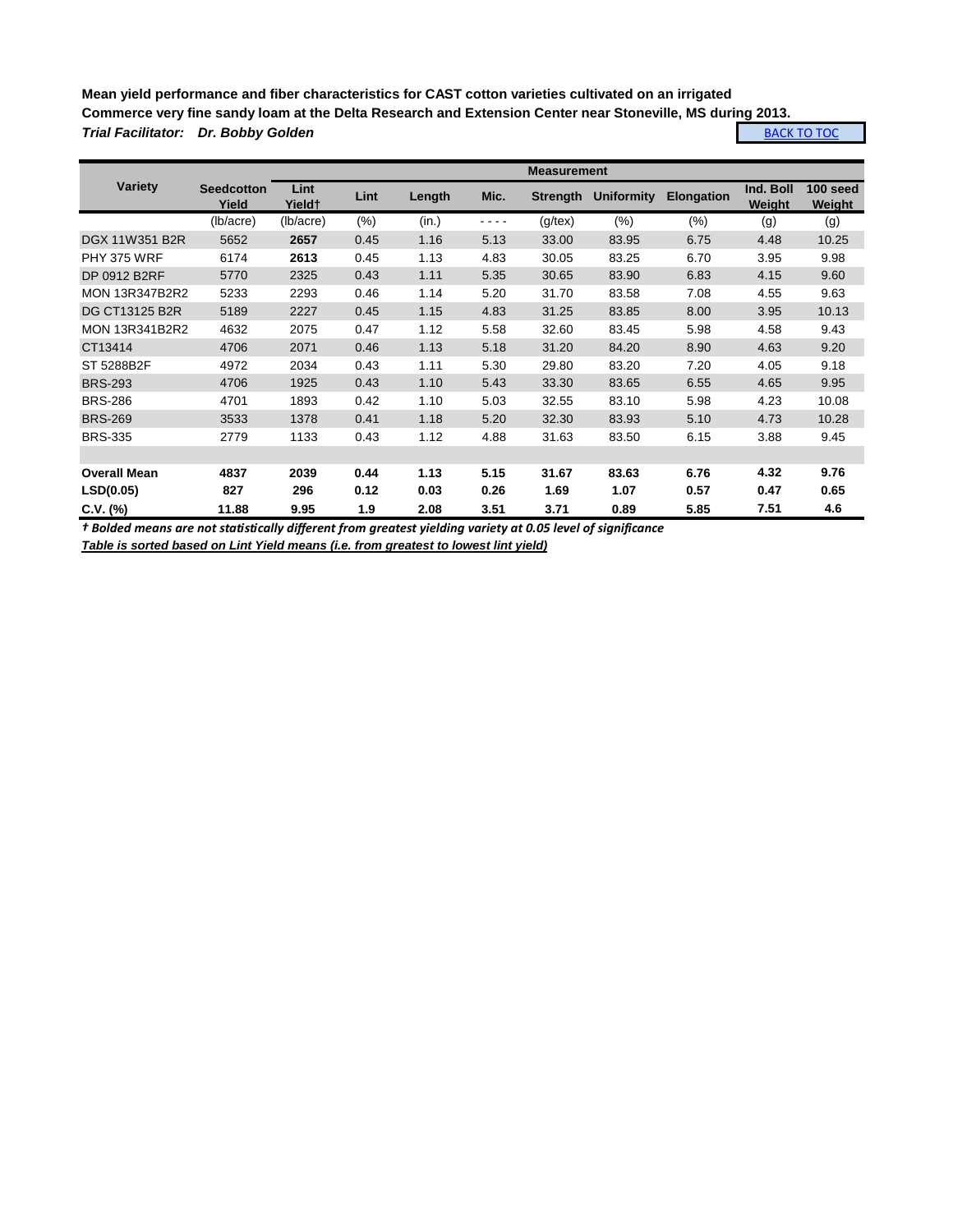**Mean yield performance and fiber characteristics for CAST cotton varieties cultivated on an irrigated Commerce very fine sandy loam at the Delta Research and Extension Center near Stoneville, MS during 2013.**

***Trial Facilitator: Dr. Bobby Golden***

BACK TO TOC

| Variety | Seedcotton Yield | Lint Yield† | Measurement | | | | | | | |
|---|---|---|---|---|---|---|---|---|---|---|
| | | | Lint | Length | Mic. | Strength | Uniformity | Elongation | Ind. Boll Weight | 100 seed Weight |
| | (lb/acre) | (lb/acre) | (%) | (in.) | - - - - | (g/tex) | (%) | (%) | (g) | (g) |
| DGX 11W351 B2R | 5652 | **2657** | 0.45 | 1.16 | 5.13 | 33.00 | 83.95 | 6.75 | 4.48 | 10.25 |
| PHY 375 WRF | 6174 | **2613** | 0.45 | 1.13 | 4.83 | 30.05 | 83.25 | 6.70 | 3.95 | 9.98 |
| DP 0912 B2RF | 5770 | 2325 | 0.43 | 1.11 | 5.35 | 30.65 | 83.90 | 6.83 | 4.15 | 9.60 |
| MON 13R347B2R2 | 5233 | 2293 | 0.46 | 1.14 | 5.20 | 31.70 | 83.58 | 7.08 | 4.55 | 9.63 |
| DG CT13125 B2R | 5189 | 2227 | 0.45 | 1.15 | 4.83 | 31.25 | 83.85 | 8.00 | 3.95 | 10.13 |
| MON 13R341B2R2 | 4632 | 2075 | 0.47 | 1.12 | 5.58 | 32.60 | 83.45 | 5.98 | 4.58 | 9.43 |
| CT13414 | 4706 | 2071 | 0.46 | 1.13 | 5.18 | 31.20 | 84.20 | 8.90 | 4.63 | 9.20 |
| ST 5288B2F | 4972 | 2034 | 0.43 | 1.11 | 5.30 | 29.80 | 83.20 | 7.20 | 4.05 | 9.18 |
| BRS-293 | 4706 | 1925 | 0.43 | 1.10 | 5.43 | 33.30 | 83.65 | 6.55 | 4.65 | 9.95 |
| BRS-286 | 4701 | 1893 | 0.42 | 1.10 | 5.03 | 32.55 | 83.10 | 5.98 | 4.23 | 10.08 |
| BRS-269 | 3533 | 1378 | 0.41 | 1.18 | 5.20 | 32.30 | 83.93 | 5.10 | 4.73 | 10.28 |
| BRS-335 | 2779 | 1133 | 0.43 | 1.12 | 4.88 | 31.63 | 83.50 | 6.15 | 3.88 | 9.45 |
| | | | | | | | | | | |
| **Overall Mean** | **4837** | **2039** | **0.44** | **1.13** | **5.15** | **31.67** | **83.63** | **6.76** | **4.32** | **9.76** |
| **LSD(0.05)** | **827** | **296** | **0.12** | **0.03** | **0.26** | **1.69** | **1.07** | **0.57** | **0.47** | **0.65** |
| **C.V. (%)** | **11.88** | **9.95** | **1.9** | **2.08** | **3.51** | **3.71** | **0.89** | **5.85** | **7.51** | **4.6** |

***† Bolded means are not statistically different from greatest yielding variety at 0.05 level of significance***

***Table is sorted based on Lint Yield means (i.e. from greatest to lowest lint yield)***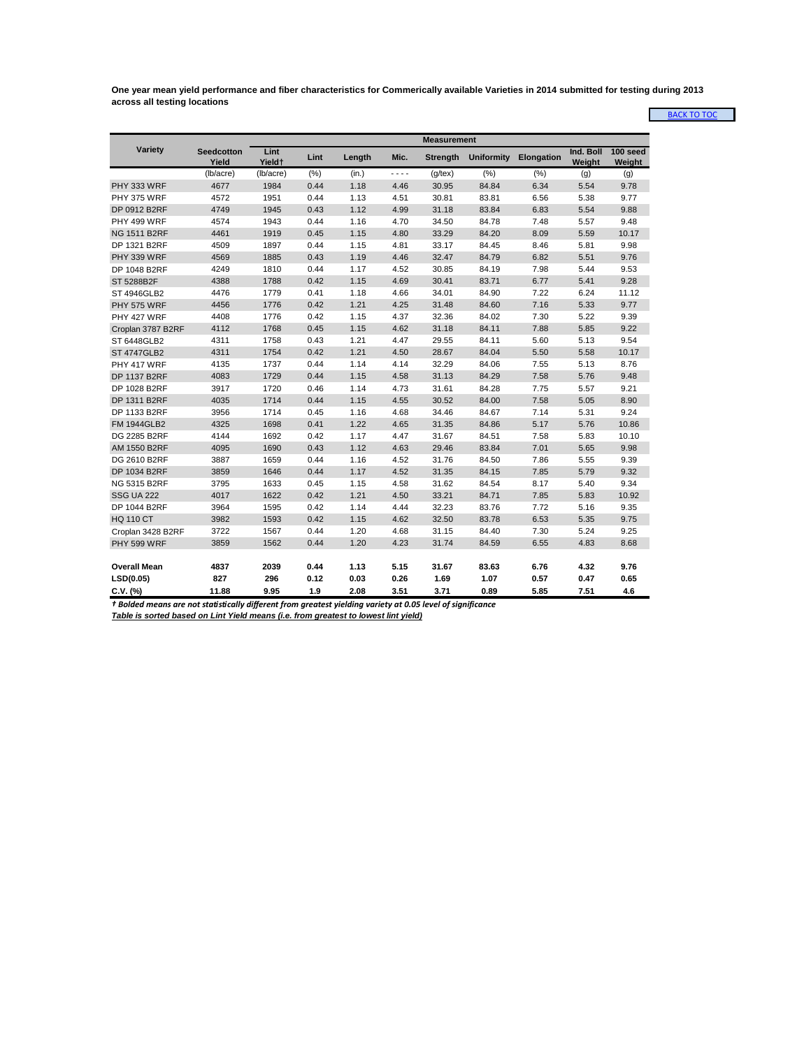**One year mean yield performance and fiber characteristics for Commerically available Varieties in 2014 submitted for testing during 2013 across all testing locations**

BACK TO TOC

| Variety | Measurement | | | | | | | | | |
|---|---|---|---|---|---|---|---|---|---|---|
| | Seedcotton Yield | Lint Yield† | Lint | Length | Mic. | Strength | Uniformity | Elongation | Ind. Boll Weight | 100 seed Weight |
| | (lb/acre) | (lb/acre) | (%) | (in.) | - - - - | (g/tex) | (%) | (%) | (g) | (g) |
| PHY 333 WRF | 4677 | 1984 | 0.44 | 1.18 | 4.46 | 30.95 | 84.84 | 6.34 | 5.54 | 9.78 |
| PHY 375 WRF | 4572 | 1951 | 0.44 | 1.13 | 4.51 | 30.81 | 83.81 | 6.56 | 5.38 | 9.77 |
| DP 0912 B2RF | 4749 | 1945 | 0.43 | 1.12 | 4.99 | 31.18 | 83.84 | 6.83 | 5.54 | 9.88 |
| PHY 499 WRF | 4574 | 1943 | 0.44 | 1.16 | 4.70 | 34.50 | 84.78 | 7.48 | 5.57 | 9.48 |
| NG 1511 B2RF | 4461 | 1919 | 0.45 | 1.15 | 4.80 | 33.29 | 84.20 | 8.09 | 5.59 | 10.17 |
| DP 1321 B2RF | 4509 | 1897 | 0.44 | 1.15 | 4.81 | 33.17 | 84.45 | 8.46 | 5.81 | 9.98 |
| PHY 339 WRF | 4569 | 1885 | 0.43 | 1.19 | 4.46 | 32.47 | 84.79 | 6.82 | 5.51 | 9.76 |
| DP 1048 B2RF | 4249 | 1810 | 0.44 | 1.17 | 4.52 | 30.85 | 84.19 | 7.98 | 5.44 | 9.53 |
| ST 5288B2F | 4388 | 1788 | 0.42 | 1.15 | 4.69 | 30.41 | 83.71 | 6.77 | 5.41 | 9.28 |
| ST 4946GLB2 | 4476 | 1779 | 0.41 | 1.18 | 4.66 | 34.01 | 84.90 | 7.22 | 6.24 | 11.12 |
| PHY 575 WRF | 4456 | 1776 | 0.42 | 1.21 | 4.25 | 31.48 | 84.60 | 7.16 | 5.33 | 9.77 |
| PHY 427 WRF | 4408 | 1776 | 0.42 | 1.15 | 4.37 | 32.36 | 84.02 | 7.30 | 5.22 | 9.39 |
| Croplan 3787 B2RF | 4112 | 1768 | 0.45 | 1.15 | 4.62 | 31.18 | 84.11 | 7.88 | 5.85 | 9.22 |
| ST 6448GLB2 | 4311 | 1758 | 0.43 | 1.21 | 4.47 | 29.55 | 84.11 | 5.60 | 5.13 | 9.54 |
| ST 4747GLB2 | 4311 | 1754 | 0.42 | 1.21 | 4.50 | 28.67 | 84.04 | 5.50 | 5.58 | 10.17 |
| PHY 417 WRF | 4135 | 1737 | 0.44 | 1.14 | 4.14 | 32.29 | 84.06 | 7.55 | 5.13 | 8.76 |
| DP 1137 B2RF | 4083 | 1729 | 0.44 | 1.15 | 4.58 | 31.13 | 84.29 | 7.58 | 5.76 | 9.48 |
| DP 1028 B2RF | 3917 | 1720 | 0.46 | 1.14 | 4.73 | 31.61 | 84.28 | 7.75 | 5.57 | 9.21 |
| DP 1311 B2RF | 4035 | 1714 | 0.44 | 1.15 | 4.55 | 30.52 | 84.00 | 7.58 | 5.05 | 8.90 |
| DP 1133 B2RF | 3956 | 1714 | 0.45 | 1.16 | 4.68 | 34.46 | 84.67 | 7.14 | 5.31 | 9.24 |
| FM 1944GLB2 | 4325 | 1698 | 0.41 | 1.22 | 4.65 | 31.35 | 84.86 | 5.17 | 5.76 | 10.86 |
| DG 2285 B2RF | 4144 | 1692 | 0.42 | 1.17 | 4.47 | 31.67 | 84.51 | 7.58 | 5.83 | 10.10 |
| AM 1550 B2RF | 4095 | 1690 | 0.43 | 1.12 | 4.63 | 29.46 | 83.84 | 7.01 | 5.65 | 9.98 |
| DG 2610 B2RF | 3887 | 1659 | 0.44 | 1.16 | 4.52 | 31.76 | 84.50 | 7.86 | 5.55 | 9.39 |
| DP 1034 B2RF | 3859 | 1646 | 0.44 | 1.17 | 4.52 | 31.35 | 84.15 | 7.85 | 5.79 | 9.32 |
| NG 5315 B2RF | 3795 | 1633 | 0.45 | 1.15 | 4.58 | 31.62 | 84.54 | 8.17 | 5.40 | 9.34 |
| SSG UA 222 | 4017 | 1622 | 0.42 | 1.21 | 4.50 | 33.21 | 84.71 | 7.85 | 5.83 | 10.92 |
| DP 1044 B2RF | 3964 | 1595 | 0.42 | 1.14 | 4.44 | 32.23 | 83.76 | 7.72 | 5.16 | 9.35 |
| HQ 110 CT | 3982 | 1593 | 0.42 | 1.15 | 4.62 | 32.50 | 83.78 | 6.53 | 5.35 | 9.75 |
| Croplan 3428 B2RF | 3722 | 1567 | 0.44 | 1.20 | 4.68 | 31.15 | 84.40 | 7.30 | 5.24 | 9.25 |
| PHY 599 WRF | 3859 | 1562 | 0.44 | 1.20 | 4.23 | 31.74 | 84.59 | 6.55 | 4.83 | 8.68 |
| **Overall Mean** | **4837** | **2039** | **0.44** | **1.13** | **5.15** | **31.67** | **83.63** | **6.76** | **4.32** | **9.76** |
| **LSD(0.05)** | **827** | **296** | **0.12** | **0.03** | **0.26** | **1.69** | **1.07** | **0.57** | **0.47** | **0.65** |
| **C.V. (%)** | **11.88** | **9.95** | **1.9** | **2.08** | **3.51** | **3.71** | **0.89** | **5.85** | **7.51** | **4.6** |

***† Bolded means are not statistically different from greatest yielding variety at 0.05 level of significance***

***Table is sorted based on Lint Yield means (i.e. from greatest to lowest lint yield)***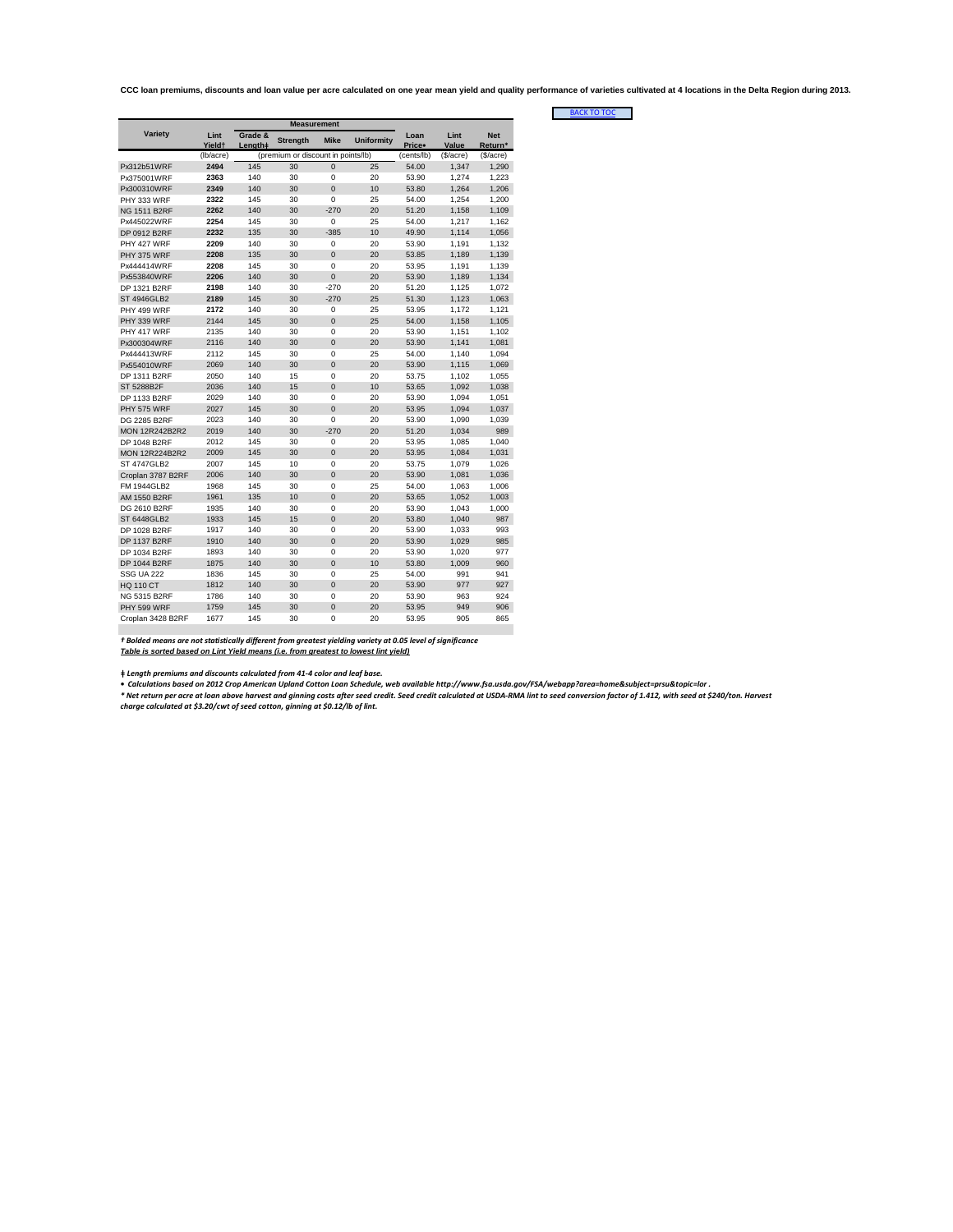**CCC loan premiums, discounts and loan value per acre calculated on one year mean yield and quality performance of varieties cultivated at 4 locations in the Delta Region during 2013.**

BACK TO TOC

| Variety | Lint Yield† | Measurement | | | | Loan Price• | Lint Value | Net Return* |
|---|---|---|---|---|---|---|---|---|
| | | Grade & Length‡ | Strength | Mike | Uniformity | | | |
| | (lb/acre) | (premium or discount in points/lb) | | | | (cents/lb) | ($/acre) | ($/acre) |
| Px312b51WRF | **2494** | 145 | 30 | 0 | 25 | 54.00 | 1,347 | 1,290 |
| Px375001WRF | **2363** | 140 | 30 | 0 | 20 | 53.90 | 1,274 | 1,223 |
| Px300310WRF | **2349** | 140 | 30 | 0 | 10 | 53.80 | 1,264 | 1,206 |
| PHY 333 WRF | **2322** | 145 | 30 | 0 | 25 | 54.00 | 1,254 | 1,200 |
| NG 1511 B2RF | **2262** | 140 | 30 | -270 | 20 | 51.20 | 1,158 | 1,109 |
| Px445022WRF | **2254** | 145 | 30 | 0 | 25 | 54.00 | 1,217 | 1,162 |
| DP 0912 B2RF | **2232** | 135 | 30 | -385 | 10 | 49.90 | 1,114 | 1,056 |
| PHY 427 WRF | **2209** | 140 | 30 | 0 | 20 | 53.90 | 1,191 | 1,132 |
| PHY 375 WRF | **2208** | 135 | 30 | 0 | 20 | 53.85 | 1,189 | 1,139 |
| Px444414WRF | **2208** | 145 | 30 | 0 | 20 | 53.95 | 1,191 | 1,139 |
| Px553840WRF | **2206** | 140 | 30 | 0 | 20 | 53.90 | 1,189 | 1,134 |
| DP 1321 B2RF | **2198** | 140 | 30 | -270 | 20 | 51.20 | 1,125 | 1,072 |
| ST 4946GLB2 | **2189** | 145 | 30 | -270 | 25 | 51.30 | 1,123 | 1,063 |
| PHY 499 WRF | **2172** | 140 | 30 | 0 | 25 | 53.95 | 1,172 | 1,121 |
| PHY 339 WRF | 2144 | 145 | 30 | 0 | 25 | 54.00 | 1,158 | 1,105 |
| PHY 417 WRF | 2135 | 140 | 30 | 0 | 20 | 53.90 | 1,151 | 1,102 |
| Px300304WRF | 2116 | 140 | 30 | 0 | 20 | 53.90 | 1,141 | 1,081 |
| Px444413WRF | 2112 | 145 | 30 | 0 | 25 | 54.00 | 1,140 | 1,094 |
| Px554010WRF | 2069 | 140 | 30 | 0 | 20 | 53.90 | 1,115 | 1,069 |
| DP 1311 B2RF | 2050 | 140 | 15 | 0 | 20 | 53.75 | 1,102 | 1,055 |
| ST 5288B2F | 2036 | 140 | 15 | 0 | 10 | 53.65 | 1,092 | 1,038 |
| DP 1133 B2RF | 2029 | 140 | 30 | 0 | 20 | 53.90 | 1,094 | 1,051 |
| PHY 575 WRF | 2027 | 145 | 30 | 0 | 20 | 53.95 | 1,094 | 1,037 |
| DG 2285 B2RF | 2023 | 140 | 30 | 0 | 20 | 53.90 | 1,090 | 1,039 |
| MON 12R242B2R2 | 2019 | 140 | 30 | -270 | 20 | 51.20 | 1,034 | 989 |
| DP 1048 B2RF | 2012 | 145 | 30 | 0 | 20 | 53.95 | 1,085 | 1,040 |
| MON 12R224B2R2 | 2009 | 145 | 30 | 0 | 20 | 53.95 | 1,084 | 1,031 |
| ST 4747GLB2 | 2007 | 145 | 10 | 0 | 20 | 53.75 | 1,079 | 1,026 |
| Croplan 3787 B2RF | 2006 | 140 | 30 | 0 | 20 | 53.90 | 1,081 | 1,036 |
| FM 1944GLB2 | 1968 | 145 | 30 | 0 | 25 | 54.00 | 1,063 | 1,006 |
| AM 1550 B2RF | 1961 | 135 | 10 | 0 | 20 | 53.65 | 1,052 | 1,003 |
| DG 2610 B2RF | 1935 | 140 | 30 | 0 | 20 | 53.90 | 1,043 | 1,000 |
| ST 6448GLB2 | 1933 | 145 | 15 | 0 | 20 | 53.80 | 1,040 | 987 |
| DP 1028 B2RF | 1917 | 140 | 30 | 0 | 20 | 53.90 | 1,033 | 993 |
| DP 1137 B2RF | 1910 | 140 | 30 | 0 | 20 | 53.90 | 1,029 | 985 |
| DP 1034 B2RF | 1893 | 140 | 30 | 0 | 20 | 53.90 | 1,020 | 977 |
| DP 1044 B2RF | 1875 | 140 | 30 | 0 | 10 | 53.80 | 1,009 | 960 |
| SSG UA 222 | 1836 | 145 | 30 | 0 | 25 | 54.00 | 991 | 941 |
| HQ 110 CT | 1812 | 140 | 30 | 0 | 20 | 53.90 | 977 | 927 |
| NG 5315 B2RF | 1786 | 140 | 30 | 0 | 20 | 53.90 | 963 | 924 |
| PHY 599 WRF | 1759 | 145 | 30 | 0 | 20 | 53.95 | 949 | 906 |
| Croplan 3428 B2RF | 1677 | 145 | 30 | 0 | 20 | 53.95 | 905 | 865 |

*† Bolded means are not statistically different from greatest yielding variety at 0.05 level of significance*
*Table is sorted based on Lint Yield means (i.e. from greatest to lowest lint yield)*

*ǂ Length premiums and discounts calculated from 41-4 color and leaf base.*
*• Calculations based on 2012 Crop American Upland Cotton Loan Schedule, web available http://www.fsa.usda.gov/FSA/webapp?area=home&subject=prsu&topic=lor .*
*\* Net return per acre at loan above harvest and ginning costs after seed credit. Seed credit calculated at USDA-RMA lint to seed conversion factor of 1.412, with seed at $240/ton. Harvest charge calculated at $3.20/cwt of seed cotton, ginning at $0.12/lb of lint.*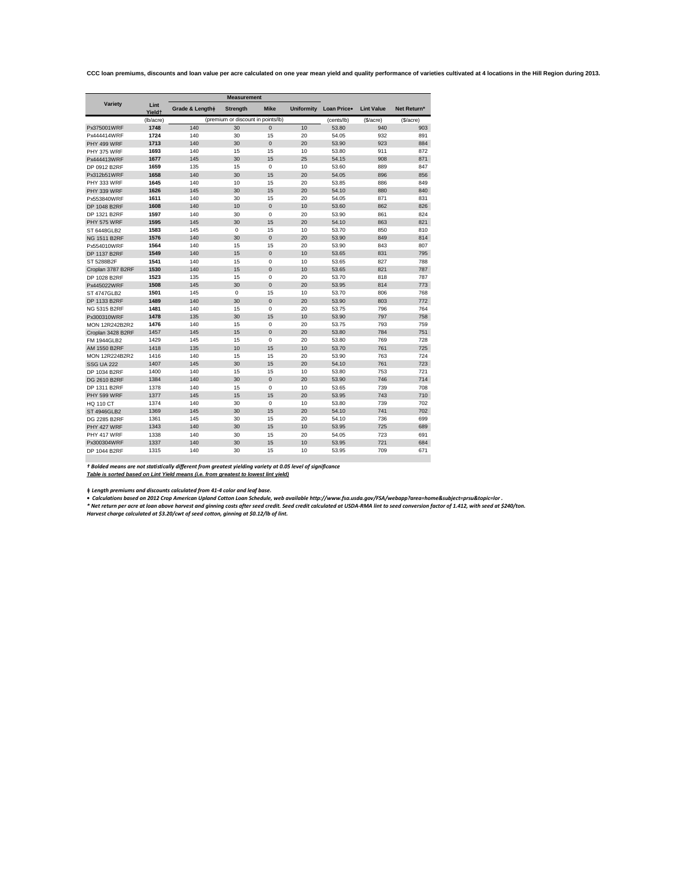**CCC loan premiums, discounts and loan value per acre calculated on one year mean yield and quality performance of varieties cultivated at 4 locations in the Hill Region during 2013.**

| Variety | Lint Yield† | Measurement | | | | Loan Price• | Lint Value | Net Return* |
|---|---|---|---|---|---|---|---|---|
| | | Grade & Length‡ | Strength | Mike | Uniformity | | | |
| | (lb/acre) | (premium or discount in points/lb) | | | | (cents/lb) | ($/acre) | ($/acre) |
| Px375001WRF | **1748** | 140 | 30 | 0 | 10 | 53.80 | 940 | 903 |
| Px444414WRF | **1724** | 140 | 30 | 15 | 20 | 54.05 | 932 | 891 |
| PHY 499 WRF | **1713** | 140 | 30 | 0 | 20 | 53.90 | 923 | 884 |
| PHY 375 WRF | **1693** | 140 | 15 | 15 | 10 | 53.80 | 911 | 872 |
| Px444413WRF | **1677** | 145 | 30 | 15 | 25 | 54.15 | 908 | 871 |
| DP 0912 B2RF | **1659** | 135 | 15 | 0 | 10 | 53.60 | 889 | 847 |
| Px312b51WRF | **1658** | 140 | 30 | 15 | 20 | 54.05 | 896 | 856 |
| PHY 333 WRF | **1645** | 140 | 10 | 15 | 20 | 53.85 | 886 | 849 |
| PHY 339 WRF | **1626** | 145 | 30 | 15 | 20 | 54.10 | 880 | 840 |
| Px553840WRF | **1611** | 140 | 30 | 15 | 20 | 54.05 | 871 | 831 |
| DP 1048 B2RF | **1608** | 140 | 10 | 0 | 10 | 53.60 | 862 | 826 |
| DP 1321 B2RF | **1597** | 140 | 30 | 0 | 20 | 53.90 | 861 | 824 |
| PHY 575 WRF | **1595** | 145 | 30 | 15 | 20 | 54.10 | 863 | 821 |
| ST 6448GLB2 | **1583** | 145 | 0 | 15 | 10 | 53.70 | 850 | 810 |
| NG 1511 B2RF | **1576** | 140 | 30 | 0 | 20 | 53.90 | 849 | 814 |
| Px554010WRF | **1564** | 140 | 15 | 15 | 20 | 53.90 | 843 | 807 |
| DP 1137 B2RF | **1549** | 140 | 15 | 0 | 10 | 53.65 | 831 | 795 |
| ST 5288B2F | **1541** | 140 | 15 | 0 | 10 | 53.65 | 827 | 788 |
| Croplan 3787 B2RF | **1530** | 140 | 15 | 0 | 10 | 53.65 | 821 | 787 |
| DP 1028 B2RF | **1523** | 135 | 15 | 0 | 20 | 53.70 | 818 | 787 |
| Px445022WRF | **1508** | 145 | 30 | 0 | 20 | 53.95 | 814 | 773 |
| ST 4747GLB2 | **1501** | 145 | 0 | 15 | 10 | 53.70 | 806 | 768 |
| DP 1133 B2RF | **1489** | 140 | 30 | 0 | 20 | 53.90 | 803 | 772 |
| NG 5315 B2RF | **1481** | 140 | 15 | 0 | 20 | 53.75 | 796 | 764 |
| Px300310WRF | **1478** | 135 | 30 | 15 | 10 | 53.90 | 797 | 758 |
| MON 12R242B2R2 | **1476** | 140 | 15 | 0 | 20 | 53.75 | 793 | 759 |
| Croplan 3428 B2RF | 1457 | 145 | 15 | 0 | 20 | 53.80 | 784 | 751 |
| FM 1944GLB2 | 1429 | 145 | 15 | 0 | 20 | 53.80 | 769 | 728 |
| AM 1550 B2RF | 1418 | 135 | 10 | 15 | 10 | 53.70 | 761 | 725 |
| MON 12R224B2R2 | 1416 | 140 | 15 | 15 | 20 | 53.90 | 763 | 724 |
| SSG UA 222 | 1407 | 145 | 30 | 15 | 20 | 54.10 | 761 | 723 |
| DP 1034 B2RF | 1400 | 140 | 15 | 15 | 10 | 53.80 | 753 | 721 |
| DG 2610 B2RF | 1384 | 140 | 30 | 0 | 20 | 53.90 | 746 | 714 |
| DP 1311 B2RF | 1378 | 140 | 15 | 0 | 10 | 53.65 | 739 | 708 |
| PHY 599 WRF | 1377 | 145 | 15 | 15 | 20 | 53.95 | 743 | 710 |
| HQ 110 CT | 1374 | 140 | 30 | 0 | 10 | 53.80 | 739 | 702 |
| ST 4946GLB2 | 1369 | 145 | 30 | 15 | 20 | 54.10 | 741 | 702 |
| DG 2285 B2RF | 1361 | 145 | 30 | 15 | 20 | 54.10 | 736 | 699 |
| PHY 427 WRF | 1343 | 140 | 30 | 15 | 10 | 53.95 | 725 | 689 |
| PHY 417 WRF | 1338 | 140 | 30 | 15 | 20 | 54.05 | 723 | 691 |
| Px300304WRF | 1337 | 140 | 30 | 15 | 10 | 53.95 | 721 | 684 |
| DP 1044 B2RF | 1315 | 140 | 30 | 15 | 10 | 53.95 | 709 | 671 |

*† Bolded means are not statistically different from greatest yielding variety at 0.05 level of significance*
*Table is sorted based on Lint Yield means (i.e. from greatest to lowest lint yield)*

*‡ Length premiums and discounts calculated from 41-4 color and leaf base.*
*• Calculations based on 2012 Crop American Upland Cotton Loan Schedule, web available http://www.fsa.usda.gov/FSA/webapp?area=home&subject=prsu&topic=lor .*
*\* Net return per acre at loan above harvest and ginning costs after seed credit. Seed credit calculated at USDA-RMA lint to seed conversion factor of 1.412, with seed at $240/ton.*
*Harvest charge calculated at $3.20/cwt of seed cotton, ginning at $0.12/lb of lint.*